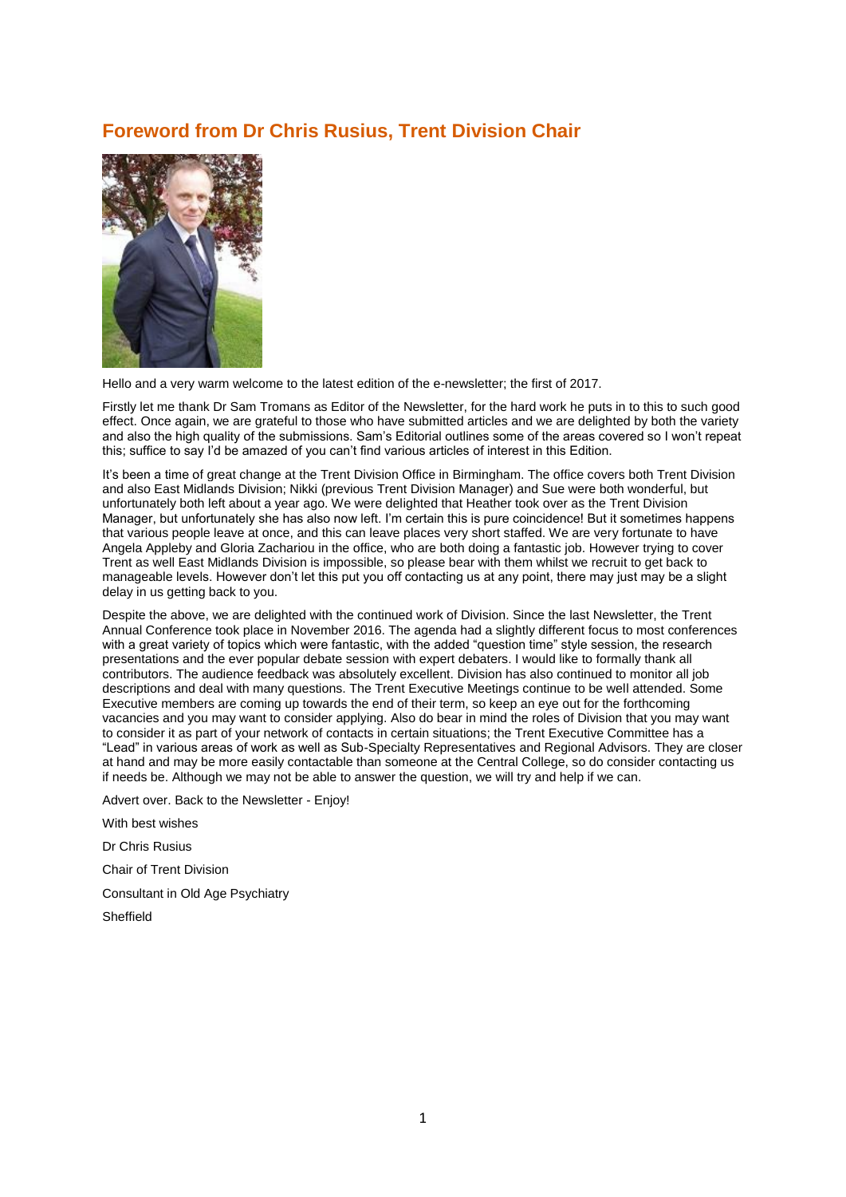## Foreword from Dr Chris Rusius, Trent Division Chair

Hello and a very warm welcome to the latest edition of the e-newsletter; the first of 2017.

Firstly let me thank Dr Sam Tromans as Editor of the Newsletter, for the hard work he puts in to this to such good effect. Once again, we are grateful to those who have submitted articles and we are delighted by both the variety and also the high quality of the submissions. Sam's Editorial outlines some of the areas covered so I won't repeat this; suffice to say I'd be amazed of you can't find various articles of interest in this Edition.

It's been a time of great change at the Trent Division Office in Birmingham. The office covers both Trent Division and also East Midlands Division; Nikki (previous Trent Division Manager) and Sue were both wonderful, but unfortunately both left about a year ago. We were delighted that Heather took over as the Trent Division Manager, but unfortunately she has also now left. I'm certain this is pure coincidence! But it sometimes happens that various people leave at once, and this can leave places very short staffed. We are very fortunate to have Angela Appleby and Gloria Zachariou in the office, who are both doing a fantastic job. However trying to cover Trent as well East Midlands Division is impossible, so please bear with them whilst we recruit to get back to manageable levels. However don't let this put you off contacting us at any point, there may just may be a slight delay in us getting back to you.

Despite the above, we are delighted with the continued work of Division. Since the last Newsletter, the Trent Annual Conference took place in November 2016. The agenda had a slightly different focus to most conferences with a great variety of topics which were fantastic, with the added "question time" style session, the research presentations and the ever popular debate session with expert debaters. I would like to formally thank all contributors. The audience feedback was absolutely excellent. Division has also continued to monitor all job descriptions and deal with many questions. The Trent Executive Meetings continue to be well attended. Some Executive members are coming up towards the end of their term, so keep an eye out for the forthcoming vacancies and you may want to consider applying. Also do bear in mind the roles of Division that you may want to consider it as part of your network of contacts in certain situations; the Trent Executive Committee has a "Lead" in various areas of work as well as Sub-Specialty Representatives and Regional Advisors. They are closer at hand and may be more easily contactable than someone at the Central College, so do consider contacting us if needs be. Although we may not be able to answer the question, we will try and help if we can.

Advert over. Back to the Newsletter - Enjoy!

With best wishes

Dr Chris Rusius

Chair of Trent Division

Consultant in Old Age Psychiatry

Sheffield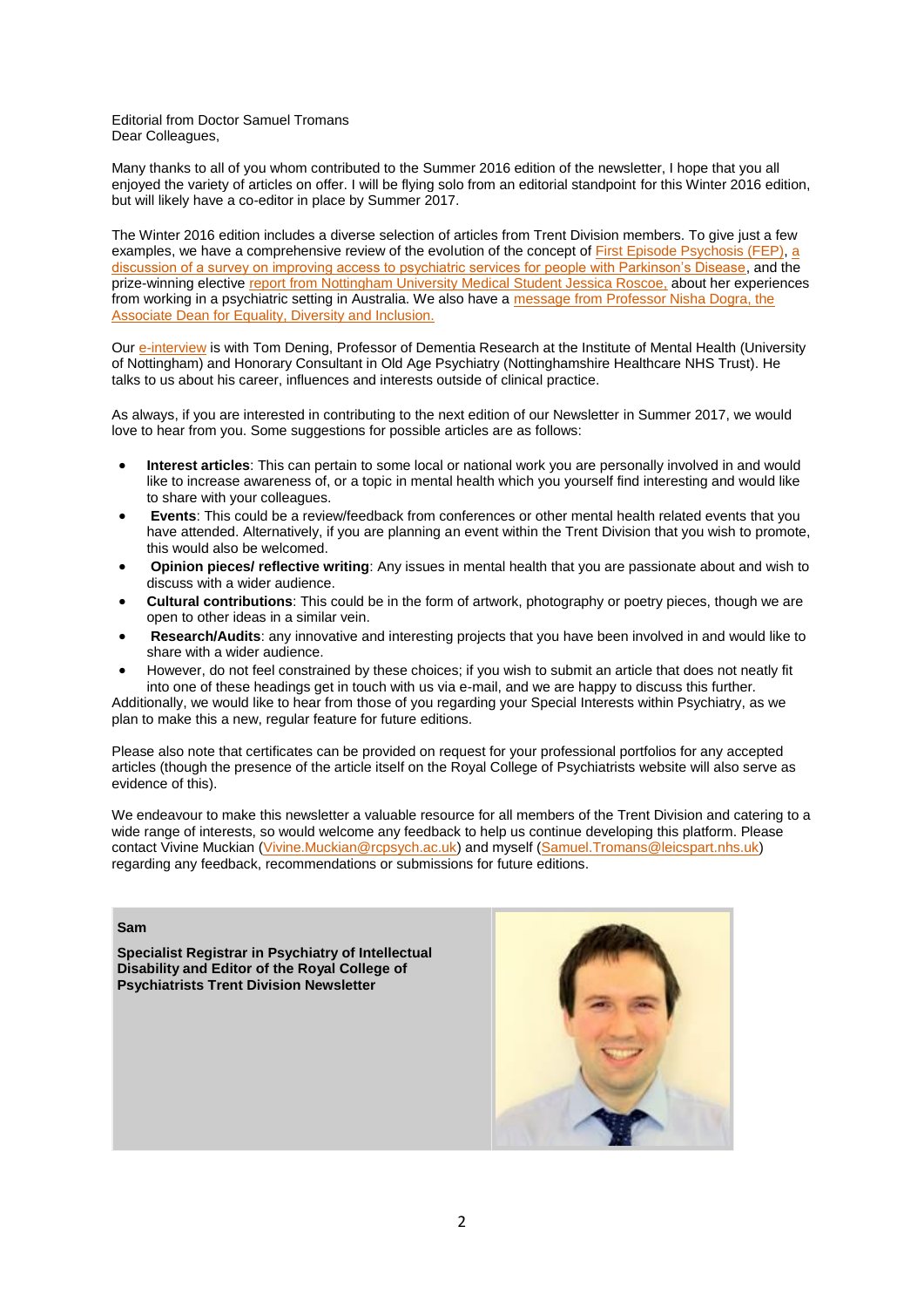Editorial from Doctor Samuel Tromans

Dear Colleagues,

Many thanks to all of you whom contributed to the Summer 2016 edition of the newsletter, I hope that you all enjoyed the variety of articles on offer. I will be flying solo from an editorial standpoint for this Winter 2016 edition, but will likely have a co-editor in place by Summer 2017.

The Winter 2016 edition includes a diverse selection of articles from Trent Division members. To give just a few examples, we have a comprehensive review of the evolution of the concept of First Episode Psychosis (FEP), a discussion of a survey on improving access to psychiatric services for people with Parkinson's Disease, and the prize-winning elective report from Nottingham University Medical Student Jessica Roscoe, about her experiences from working in a psychiatric setting in Australia. We also have a message from Professor Nisha Dogra, the Associate Dean for Equality, Diversity and Inclusion.

Our e-interview is with Tom Dening, Professor of Dementia Research at the Institute of Mental Health (University of Nottingham) and Honorary Consultant in Old Age Psychiatry (Nottinghamshire Healthcare NHS Trust). He talks to us about his career, influences and interests outside of clinical practice.

As always, if you are interested in contributing to the next edition of our Newsletter in Summer 2017, we would love to hear from you. Some suggestions for possible articles are as follows:

- **Interest articles**: This can pertain to some local or national work you are personally involved in and would like to increase awareness of, or a topic in mental health which you yourself find interesting and would like to share with your colleagues.
- **Events**: This could be a review/feedback from conferences or other mental health related events that you have attended. Alternatively, if you are planning an event within the Trent Division that you wish to promote, this would also be welcomed.
- **Opinion pieces/ reflective writing**: Any issues in mental health that you are passionate about and wish to discuss with a wider audience.
- **Cultural contributions**: This could be in the form of artwork, photography or poetry pieces, though we are open to other ideas in a similar vein.
- **Research/Audits**: any innovative and interesting projects that you have been involved in and would like to share with a wider audience.
- However, do not feel constrained by these choices; if you wish to submit an article that does not neatly fit into one of these headings get in touch with us via e-mail, and we are happy to discuss this further.

Additionally, we would like to hear from those of you regarding your Special Interests within Psychiatry, as we plan to make this a new, regular feature for future editions.

Please also note that certificates can be provided on request for your professional portfolios for any accepted articles (though the presence of the article itself on the Royal College of Psychiatrists website will also serve as evidence of this).

We endeavour to make this newsletter a valuable resource for all members of the Trent Division and catering to a wide range of interests, so would welcome any feedback to help us continue developing this platform. Please contact Vivine Muckian (Vivine.Muckian@rcpsych.ac.uk) and myself (Samuel.Tromans@leicspart.nhs.uk) regarding any feedback, recommendations or submissions for future editions.

**Sam**

**Specialist Registrar in Psychiatry of Intellectual Disability and Editor of the Royal College of Psychiatrists Trent Division Newsletter**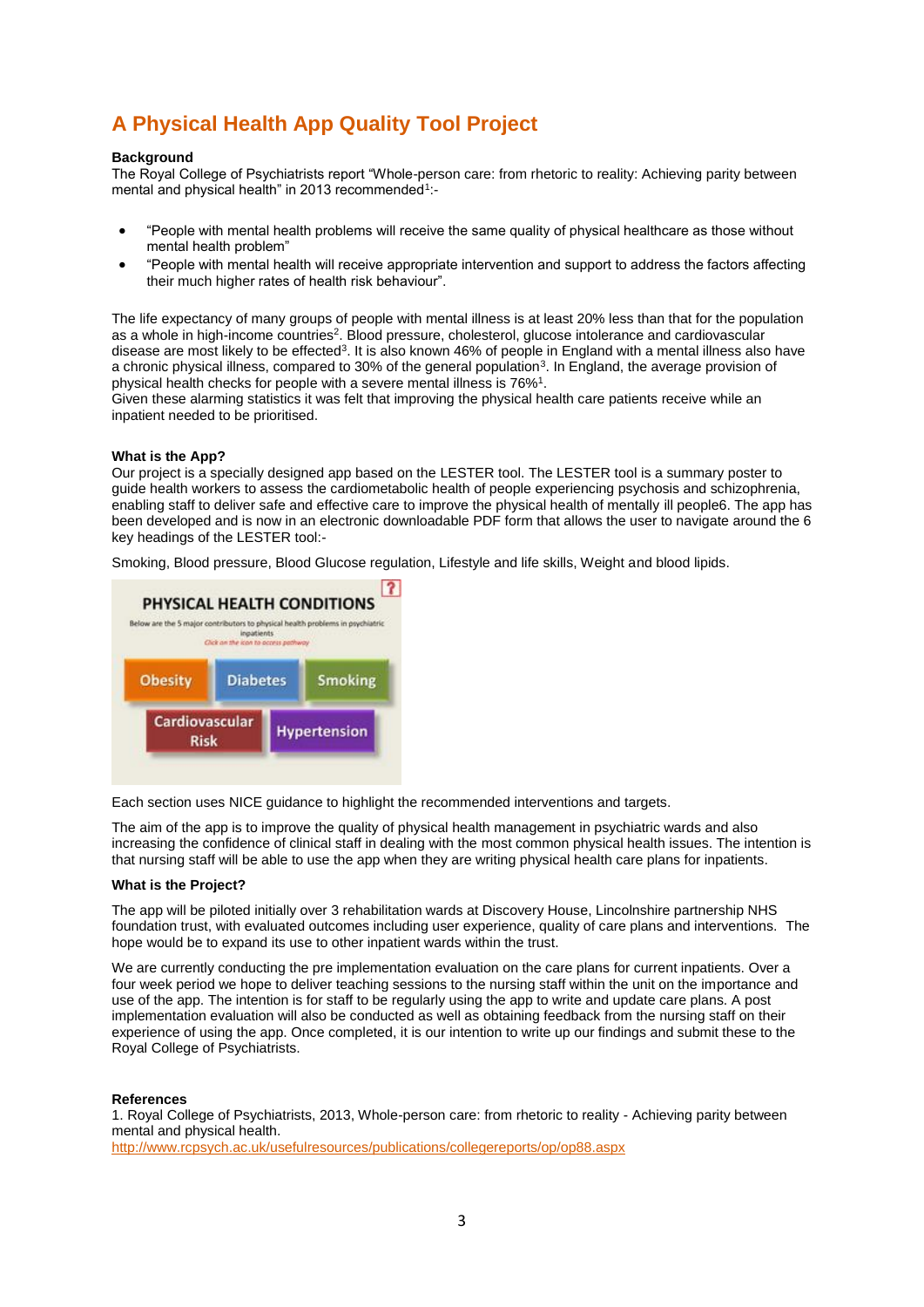# A Physical Health App Quality Tool Project

**Background**

The Royal College of Psychiatrists report "Whole-person care: from rhetoric to reality: Achieving parity between mental and physical health" in 2013 recommended[1]:-

- "People with mental health problems will receive the same quality of physical healthcare as those without mental health problem"
- "People with mental health will receive appropriate intervention and support to address the factors affecting their much higher rates of health risk behaviour".

The life expectancy of many groups of people with mental illness is at least 20% less than that for the population as a whole in high-income countries[2]. Blood pressure, cholesterol, glucose intolerance and cardiovascular disease are most likely to be effected[3]. It is also known 46% of people in England with a mental illness also have a chronic physical illness, compared to 30% of the general population[3]. In England, the average provision of physical health checks for people with a severe mental illness is 76%[1].
Given these alarming statistics it was felt that improving the physical health care patients receive while an inpatient needed to be prioritised.

**What is the App?**

Our project is a specially designed app based on the LESTER tool. The LESTER tool is a summary poster to guide health workers to assess the cardiometabolic health of people experiencing psychosis and schizophrenia, enabling staff to deliver safe and effective care to improve the physical health of mentally ill people6. The app has been developed and is now in an electronic downloadable PDF form that allows the user to navigate around the 6 key headings of the LESTER tool:-

Smoking, Blood pressure, Blood Glucose regulation, Lifestyle and life skills, Weight and blood lipids.

PHYSICAL HEALTH CONDITIONS

Below are the 5 major contributors to physical health problems in psychiatric inpatients

Click on the icon to access pathway

Obesity
Diabetes
Smoking
Cardiovascular Risk
Hypertension

Each section uses NICE guidance to highlight the recommended interventions and targets.

The aim of the app is to improve the quality of physical health management in psychiatric wards and also increasing the confidence of clinical staff in dealing with the most common physical health issues. The intention is that nursing staff will be able to use the app when they are writing physical health care plans for inpatients.

**What is the Project?**

The app will be piloted initially over 3 rehabilitation wards at Discovery House, Lincolnshire partnership NHS foundation trust, with evaluated outcomes including user experience, quality of care plans and interventions. The hope would be to expand its use to other inpatient wards within the trust.

We are currently conducting the pre implementation evaluation on the care plans for current inpatients. Over a four week period we hope to deliver teaching sessions to the nursing staff within the unit on the importance and use of the app. The intention is for staff to be regularly using the app to write and update care plans. A post implementation evaluation will also be conducted as well as obtaining feedback from the nursing staff on their experience of using the app. Once completed, it is our intention to write up our findings and submit these to the Royal College of Psychiatrists.

**References**

1. Royal College of Psychiatrists, 2013, Whole-person care: from rhetoric to reality - Achieving parity between mental and physical health.
http://www.rcpsych.ac.uk/usefulresources/publications/collegereports/op/op88.aspx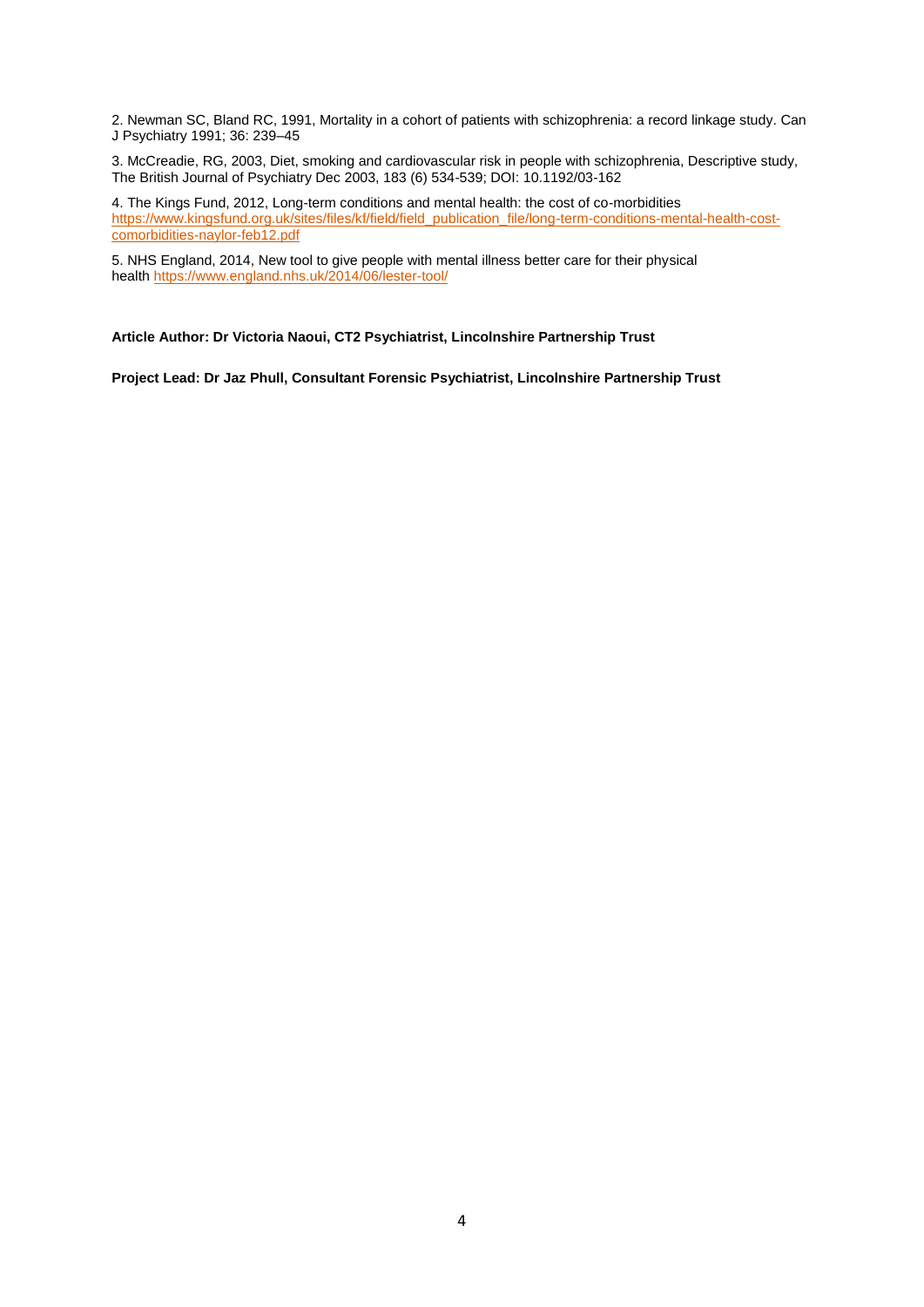2. Newman SC, Bland RC, 1991, Mortality in a cohort of patients with schizophrenia: a record linkage study. Can J Psychiatry 1991; 36: 239–45

3. McCreadie, RG, 2003, Diet, smoking and cardiovascular risk in people with schizophrenia, Descriptive study, The British Journal of Psychiatry Dec 2003, 183 (6) 534-539; DOI: 10.1192/03-162

4. The Kings Fund, 2012, Long-term conditions and mental health: the cost of co-morbidities https://www.kingsfund.org.uk/sites/files/kf/field/field_publication_file/long-term-conditions-mental-health-cost-comorbidities-naylor-feb12.pdf

5. NHS England, 2014, New tool to give people with mental illness better care for their physical health https://www.england.nhs.uk/2014/06/lester-tool/

**Article Author: Dr Victoria Naoui, CT2 Psychiatrist, Lincolnshire Partnership Trust**

**Project Lead: Dr Jaz Phull, Consultant Forensic Psychiatrist, Lincolnshire Partnership Trust**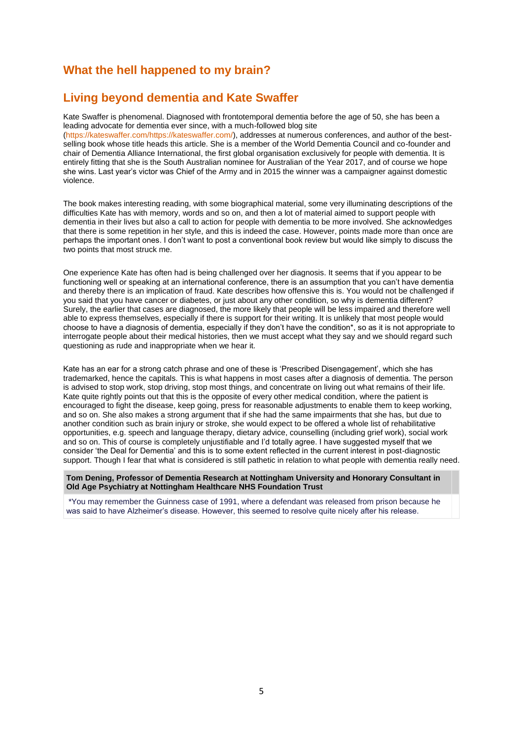## What the hell happened to my brain?

## Living beyond dementia and Kate Swaffer

Kate Swaffer is phenomenal. Diagnosed with frontotemporal dementia before the age of 50, she has been a leading advocate for dementia ever since, with a much-followed blog site (https://kateswaffer.com/https://kateswaffer.com/), addresses at numerous conferences, and author of the best-selling book whose title heads this article. She is a member of the World Dementia Council and co-founder and chair of Dementia Alliance International, the first global organisation exclusively for people with dementia. It is entirely fitting that she is the South Australian nominee for Australian of the Year 2017, and of course we hope she wins. Last year's victor was Chief of the Army and in 2015 the winner was a campaigner against domestic violence.

The book makes interesting reading, with some biographical material, some very illuminating descriptions of the difficulties Kate has with memory, words and so on, and then a lot of material aimed to support people with dementia in their lives but also a call to action for people with dementia to be more involved. She acknowledges that there is some repetition in her style, and this is indeed the case. However, points made more than once are perhaps the important ones. I don't want to post a conventional book review but would like simply to discuss the two points that most struck me.

One experience Kate has often had is being challenged over her diagnosis. It seems that if you appear to be functioning well or speaking at an international conference, there is an assumption that you can't have dementia and thereby there is an implication of fraud. Kate describes how offensive this is. You would not be challenged if you said that you have cancer or diabetes, or just about any other condition, so why is dementia different? Surely, the earlier that cases are diagnosed, the more likely that people will be less impaired and therefore well able to express themselves, especially if there is support for their writing. It is unlikely that most people would choose to have a diagnosis of dementia, especially if they don't have the condition*, so as it is not appropriate to interrogate people about their medical histories, then we must accept what they say and we should regard such questioning as rude and inappropriate when we hear it.

Kate has an ear for a strong catch phrase and one of these is 'Prescribed Disengagement', which she has trademarked, hence the capitals. This is what happens in most cases after a diagnosis of dementia. The person is advised to stop work, stop driving, stop most things, and concentrate on living out what remains of their life. Kate quite rightly points out that this is the opposite of every other medical condition, where the patient is encouraged to fight the disease, keep going, press for reasonable adjustments to enable them to keep working, and so on. She also makes a strong argument that if she had the same impairments that she has, but due to another condition such as brain injury or stroke, she would expect to be offered a whole list of rehabilitative opportunities, e.g. speech and language therapy, dietary advice, counselling (including grief work), social work and so on. This of course is completely unjustifiable and I'd totally agree. I have suggested myself that we consider 'the Deal for Dementia' and this is to some extent reflected in the current interest in post-diagnostic support. Though I fear that what is considered is still pathetic in relation to what people with dementia really need.

**Tom Dening, Professor of Dementia Research at Nottingham University and Honorary Consultant in Old Age Psychiatry at Nottingham Healthcare NHS Foundation Trust**

*You may remember the Guinness case of 1991, where a defendant was released from prison because he was said to have Alzheimer's disease. However, this seemed to resolve quite nicely after his release.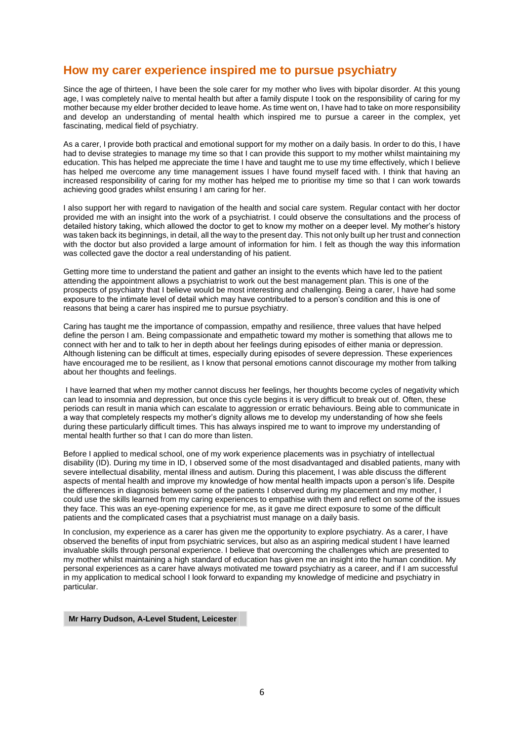## How my carer experience inspired me to pursue psychiatry

Since the age of thirteen, I have been the sole carer for my mother who lives with bipolar disorder. At this young age, I was completely naïve to mental health but after a family dispute I took on the responsibility of caring for my mother because my elder brother decided to leave home. As time went on, I have had to take on more responsibility and develop an understanding of mental health which inspired me to pursue a career in the complex, yet fascinating, medical field of psychiatry.

As a carer, I provide both practical and emotional support for my mother on a daily basis. In order to do this, I have had to devise strategies to manage my time so that I can provide this support to my mother whilst maintaining my education. This has helped me appreciate the time I have and taught me to use my time effectively, which I believe has helped me overcome any time management issues I have found myself faced with. I think that having an increased responsibility of caring for my mother has helped me to prioritise my time so that I can work towards achieving good grades whilst ensuring I am caring for her.

I also support her with regard to navigation of the health and social care system. Regular contact with her doctor provided me with an insight into the work of a psychiatrist. I could observe the consultations and the process of detailed history taking, which allowed the doctor to get to know my mother on a deeper level. My mother's history was taken back its beginnings, in detail, all the way to the present day. This not only built up her trust and connection with the doctor but also provided a large amount of information for him. I felt as though the way this information was collected gave the doctor a real understanding of his patient.

Getting more time to understand the patient and gather an insight to the events which have led to the patient attending the appointment allows a psychiatrist to work out the best management plan. This is one of the prospects of psychiatry that I believe would be most interesting and challenging. Being a carer, I have had some exposure to the intimate level of detail which may have contributed to a person's condition and this is one of reasons that being a carer has inspired me to pursue psychiatry.

Caring has taught me the importance of compassion, empathy and resilience, three values that have helped define the person I am. Being compassionate and empathetic toward my mother is something that allows me to connect with her and to talk to her in depth about her feelings during episodes of either mania or depression. Although listening can be difficult at times, especially during episodes of severe depression. These experiences have encouraged me to be resilient, as I know that personal emotions cannot discourage my mother from talking about her thoughts and feelings.

I have learned that when my mother cannot discuss her feelings, her thoughts become cycles of negativity which can lead to insomnia and depression, but once this cycle begins it is very difficult to break out of. Often, these periods can result in mania which can escalate to aggression or erratic behaviours. Being able to communicate in a way that completely respects my mother's dignity allows me to develop my understanding of how she feels during these particularly difficult times. This has always inspired me to want to improve my understanding of mental health further so that I can do more than listen.

Before I applied to medical school, one of my work experience placements was in psychiatry of intellectual disability (ID). During my time in ID, I observed some of the most disadvantaged and disabled patients, many with severe intellectual disability, mental illness and autism. During this placement, I was able discuss the different aspects of mental health and improve my knowledge of how mental health impacts upon a person's life. Despite the differences in diagnosis between some of the patients I observed during my placement and my mother, I could use the skills learned from my caring experiences to empathise with them and reflect on some of the issues they face. This was an eye-opening experience for me, as it gave me direct exposure to some of the difficult patients and the complicated cases that a psychiatrist must manage on a daily basis.

In conclusion, my experience as a carer has given me the opportunity to explore psychiatry. As a carer, I have observed the benefits of input from psychiatric services, but also as an aspiring medical student I have learned invaluable skills through personal experience. I believe that overcoming the challenges which are presented to my mother whilst maintaining a high standard of education has given me an insight into the human condition. My personal experiences as a carer have always motivated me toward psychiatry as a career, and if I am successful in my application to medical school I look forward to expanding my knowledge of medicine and psychiatry in particular.

**Mr Harry Dudson, A-Level Student, Leicester**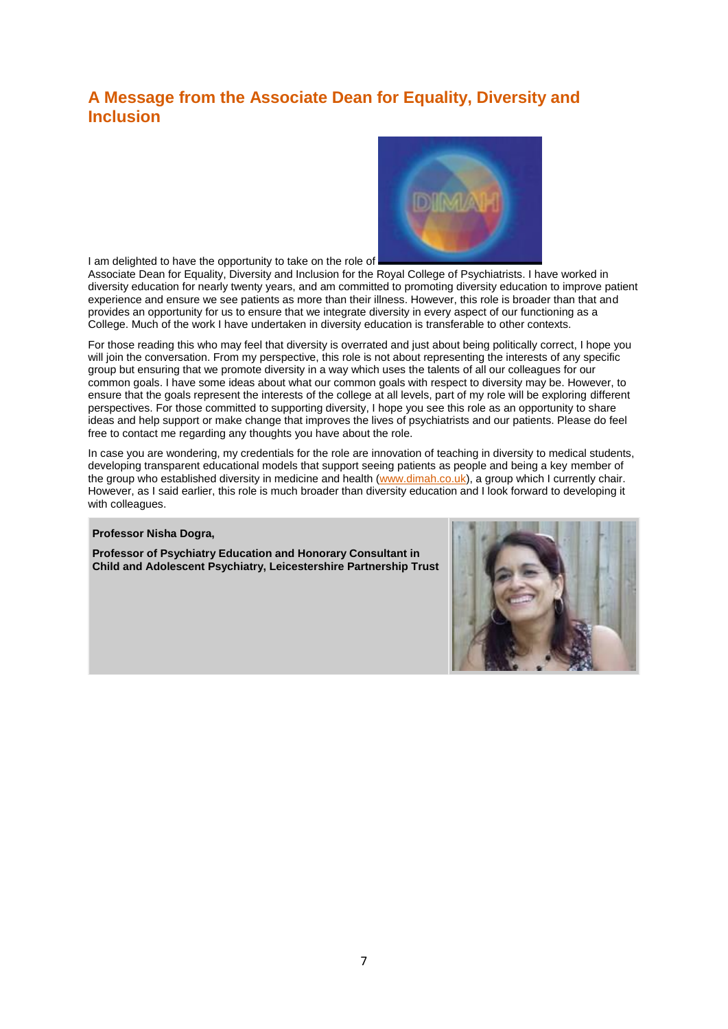## A Message from the Associate Dean for Equality, Diversity and Inclusion

I am delighted to have the opportunity to take on the role of Associate Dean for Equality, Diversity and Inclusion for the Royal College of Psychiatrists. I have worked in diversity education for nearly twenty years, and am committed to promoting diversity education to improve patient experience and ensure we see patients as more than their illness. However, this role is broader than that and provides an opportunity for us to ensure that we integrate diversity in every aspect of our functioning as a College. Much of the work I have undertaken in diversity education is transferable to other contexts.

For those reading this who may feel that diversity is overrated and just about being politically correct, I hope you will join the conversation. From my perspective, this role is not about representing the interests of any specific group but ensuring that we promote diversity in a way which uses the talents of all our colleagues for our common goals. I have some ideas about what our common goals with respect to diversity may be. However, to ensure that the goals represent the interests of the college at all levels, part of my role will be exploring different perspectives. For those committed to supporting diversity, I hope you see this role as an opportunity to share ideas and help support or make change that improves the lives of psychiatrists and our patients. Please do feel free to contact me regarding any thoughts you have about the role.

In case you are wondering, my credentials for the role are innovation of teaching in diversity to medical students, developing transparent educational models that support seeing patients as people and being a key member of the group who established diversity in medicine and health (www.dimah.co.uk), a group which I currently chair. However, as I said earlier, this role is much broader than diversity education and I look forward to developing it with colleagues.

**Professor Nisha Dogra,**

**Professor of Psychiatry Education and Honorary Consultant in Child and Adolescent Psychiatry, Leicestershire Partnership Trust**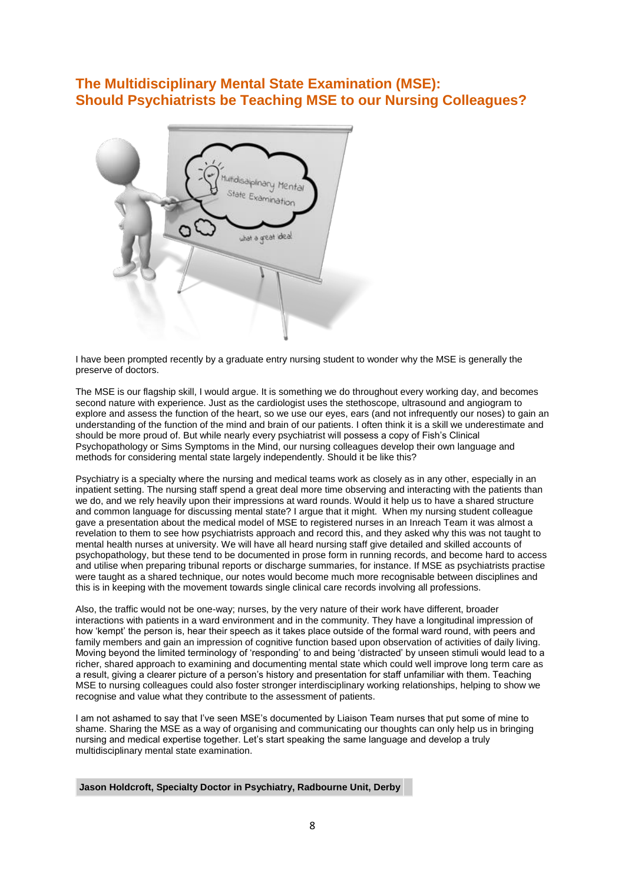# The Multidisciplinary Mental State Examination (MSE): Should Psychiatrists be Teaching MSE to our Nursing Colleagues?

I have been prompted recently by a graduate entry nursing student to wonder why the MSE is generally the preserve of doctors.

The MSE is our flagship skill, I would argue. It is something we do throughout every working day, and becomes second nature with experience. Just as the cardiologist uses the stethoscope, ultrasound and angiogram to explore and assess the function of the heart, so we use our eyes, ears (and not infrequently our noses) to gain an understanding of the function of the mind and brain of our patients. I often think it is a skill we underestimate and should be more proud of. But while nearly every psychiatrist will possess a copy of Fish's Clinical Psychopathology or Sims Symptoms in the Mind, our nursing colleagues develop their own language and methods for considering mental state largely independently. Should it be like this?

Psychiatry is a specialty where the nursing and medical teams work as closely as in any other, especially in an inpatient setting. The nursing staff spend a great deal more time observing and interacting with the patients than we do, and we rely heavily upon their impressions at ward rounds. Would it help us to have a shared structure and common language for discussing mental state? I argue that it might. When my nursing student colleague gave a presentation about the medical model of MSE to registered nurses in an Inreach Team it was almost a revelation to them to see how psychiatrists approach and record this, and they asked why this was not taught to mental health nurses at university. We will have all heard nursing staff give detailed and skilled accounts of psychopathology, but these tend to be documented in prose form in running records, and become hard to access and utilise when preparing tribunal reports or discharge summaries, for instance. If MSE as psychiatrists practise were taught as a shared technique, our notes would become much more recognisable between disciplines and this is in keeping with the movement towards single clinical care records involving all professions.

Also, the traffic would not be one-way; nurses, by the very nature of their work have different, broader interactions with patients in a ward environment and in the community. They have a longitudinal impression of how 'kempt' the person is, hear their speech as it takes place outside of the formal ward round, with peers and family members and gain an impression of cognitive function based upon observation of activities of daily living. Moving beyond the limited terminology of 'responding' to and being 'distracted' by unseen stimuli would lead to a richer, shared approach to examining and documenting mental state which could well improve long term care as a result, giving a clearer picture of a person's history and presentation for staff unfamiliar with them. Teaching MSE to nursing colleagues could also foster stronger interdisciplinary working relationships, helping to show we recognise and value what they contribute to the assessment of patients.

I am not ashamed to say that I've seen MSE's documented by Liaison Team nurses that put some of mine to shame. Sharing the MSE as a way of organising and communicating our thoughts can only help us in bringing nursing and medical expertise together. Let's start speaking the same language and develop a truly multidisciplinary mental state examination.

**Jason Holdcroft, Specialty Doctor in Psychiatry, Radbourne Unit, Derby**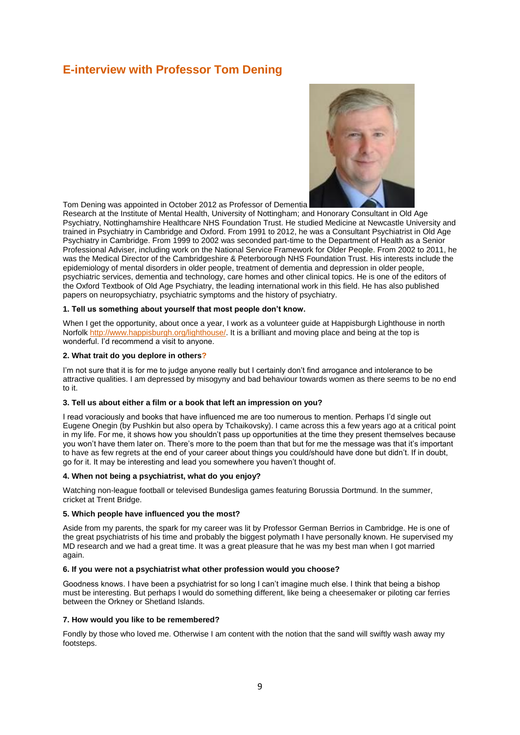## E-interview with Professor Tom Dening

Tom Dening was appointed in October 2012 as Professor of Dementia Research at the Institute of Mental Health, University of Nottingham; and Honorary Consultant in Old Age Psychiatry, Nottinghamshire Healthcare NHS Foundation Trust. He studied Medicine at Newcastle University and trained in Psychiatry in Cambridge and Oxford. From 1991 to 2012, he was a Consultant Psychiatrist in Old Age Psychiatry in Cambridge. From 1999 to 2002 was seconded part-time to the Department of Health as a Senior Professional Adviser, including work on the National Service Framework for Older People. From 2002 to 2011, he was the Medical Director of the Cambridgeshire & Peterborough NHS Foundation Trust. His interests include the epidemiology of mental disorders in older people, treatment of dementia and depression in older people, psychiatric services, dementia and technology, care homes and other clinical topics. He is one of the editors of the Oxford Textbook of Old Age Psychiatry, the leading international work in this field. He has also published papers on neuropsychiatry, psychiatric symptoms and the history of psychiatry.

**1. Tell us something about yourself that most people don't know.**

When I get the opportunity, about once a year, I work as a volunteer guide at Happisburgh Lighthouse in north Norfolk http://www.happisburgh.org/lighthouse/. It is a brilliant and moving place and being at the top is wonderful. I'd recommend a visit to anyone.

**2. What trait do you deplore in others?**

I'm not sure that it is for me to judge anyone really but I certainly don't find arrogance and intolerance to be attractive qualities. I am depressed by misogyny and bad behaviour towards women as there seems to be no end to it.

**3. Tell us about either a film or a book that left an impression on you?**

I read voraciously and books that have influenced me are too numerous to mention. Perhaps I'd single out Eugene Onegin (by Pushkin but also opera by Tchaikovsky). I came across this a few years ago at a critical point in my life. For me, it shows how you shouldn't pass up opportunities at the time they present themselves because you won't have them later on. There's more to the poem than that but for me the message was that it's important to have as few regrets at the end of your career about things you could/should have done but didn't. If in doubt, go for it. It may be interesting and lead you somewhere you haven't thought of.

**4. When not being a psychiatrist, what do you enjoy?**

Watching non-league football or televised Bundesliga games featuring Borussia Dortmund. In the summer, cricket at Trent Bridge.

**5. Which people have influenced you the most?**

Aside from my parents, the spark for my career was lit by Professor German Berrios in Cambridge. He is one of the great psychiatrists of his time and probably the biggest polymath I have personally known. He supervised my MD research and we had a great time. It was a great pleasure that he was my best man when I got married again.

**6. If you were not a psychiatrist what other profession would you choose?**

Goodness knows. I have been a psychiatrist for so long I can't imagine much else. I think that being a bishop must be interesting. But perhaps I would do something different, like being a cheesemaker or piloting car ferries between the Orkney or Shetland Islands.

**7. How would you like to be remembered?**

Fondly by those who loved me. Otherwise I am content with the notion that the sand will swiftly wash away my footsteps.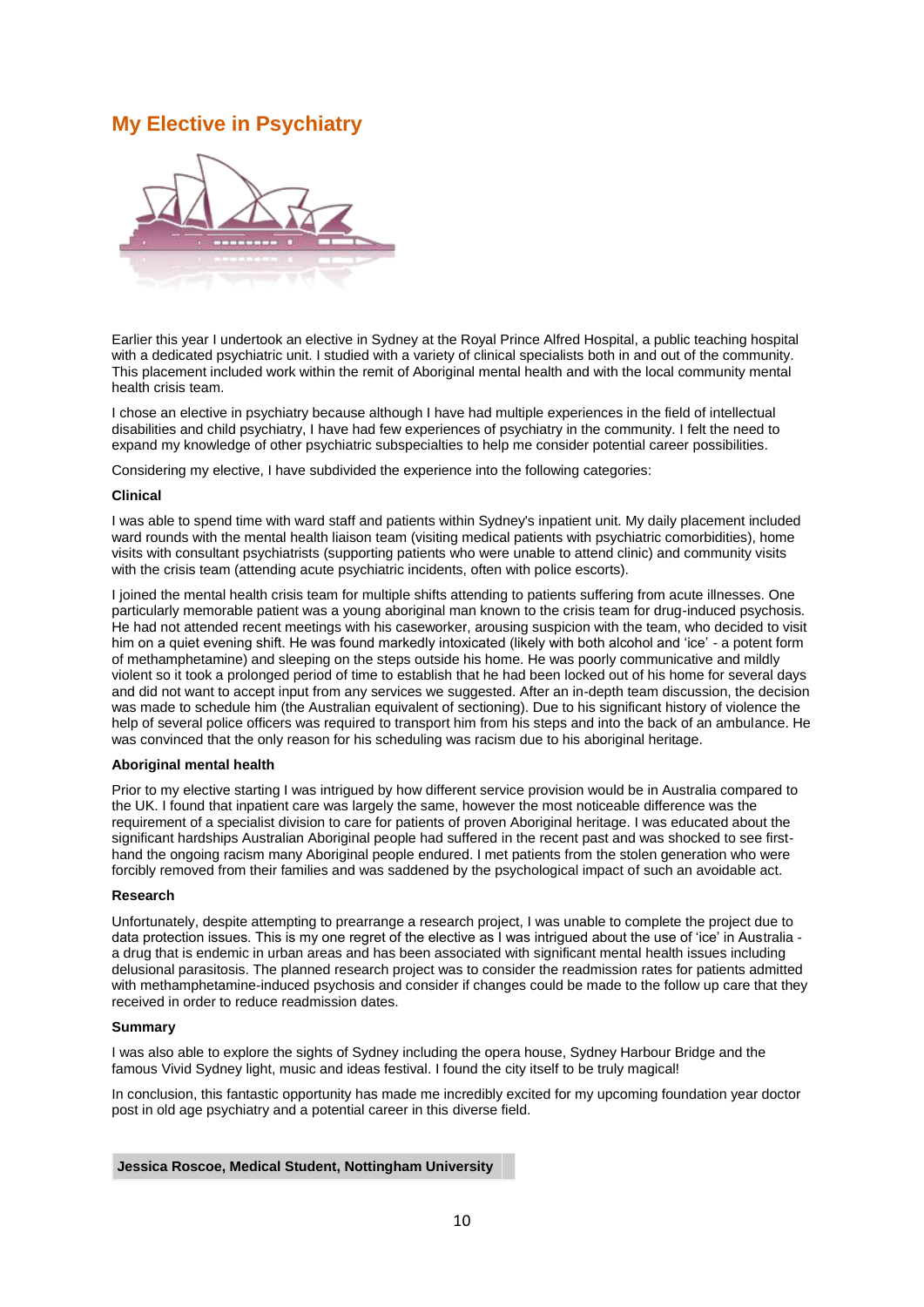## My Elective in Psychiatry

Earlier this year I undertook an elective in Sydney at the Royal Prince Alfred Hospital, a public teaching hospital with a dedicated psychiatric unit. I studied with a variety of clinical specialists both in and out of the community. This placement included work within the remit of Aboriginal mental health and with the local community mental health crisis team.

I chose an elective in psychiatry because although I have had multiple experiences in the field of intellectual disabilities and child psychiatry, I have had few experiences of psychiatry in the community. I felt the need to expand my knowledge of other psychiatric subspecialties to help me consider potential career possibilities.

Considering my elective, I have subdivided the experience into the following categories:

**Clinical**

I was able to spend time with ward staff and patients within Sydney's inpatient unit. My daily placement included ward rounds with the mental health liaison team (visiting medical patients with psychiatric comorbidities), home visits with consultant psychiatrists (supporting patients who were unable to attend clinic) and community visits with the crisis team (attending acute psychiatric incidents, often with police escorts).

I joined the mental health crisis team for multiple shifts attending to patients suffering from acute illnesses. One particularly memorable patient was a young aboriginal man known to the crisis team for drug-induced psychosis. He had not attended recent meetings with his caseworker, arousing suspicion with the team, who decided to visit him on a quiet evening shift. He was found markedly intoxicated (likely with both alcohol and 'ice' - a potent form of methamphetamine) and sleeping on the steps outside his home. He was poorly communicative and mildly violent so it took a prolonged period of time to establish that he had been locked out of his home for several days and did not want to accept input from any services we suggested. After an in-depth team discussion, the decision was made to schedule him (the Australian equivalent of sectioning). Due to his significant history of violence the help of several police officers was required to transport him from his steps and into the back of an ambulance. He was convinced that the only reason for his scheduling was racism due to his aboriginal heritage.

**Aboriginal mental health**

Prior to my elective starting I was intrigued by how different service provision would be in Australia compared to the UK. I found that inpatient care was largely the same, however the most noticeable difference was the requirement of a specialist division to care for patients of proven Aboriginal heritage. I was educated about the significant hardships Australian Aboriginal people had suffered in the recent past and was shocked to see first-hand the ongoing racism many Aboriginal people endured. I met patients from the stolen generation who were forcibly removed from their families and was saddened by the psychological impact of such an avoidable act.

**Research**

Unfortunately, despite attempting to prearrange a research project, I was unable to complete the project due to data protection issues. This is my one regret of the elective as I was intrigued about the use of 'ice' in Australia - a drug that is endemic in urban areas and has been associated with significant mental health issues including delusional parasitosis. The planned research project was to consider the readmission rates for patients admitted with methamphetamine-induced psychosis and consider if changes could be made to the follow up care that they received in order to reduce readmission dates.

**Summary**

I was also able to explore the sights of Sydney including the opera house, Sydney Harbour Bridge and the famous Vivid Sydney light, music and ideas festival. I found the city itself to be truly magical!

In conclusion, this fantastic opportunity has made me incredibly excited for my upcoming foundation year doctor post in old age psychiatry and a potential career in this diverse field.

**Jessica Roscoe, Medical Student, Nottingham University**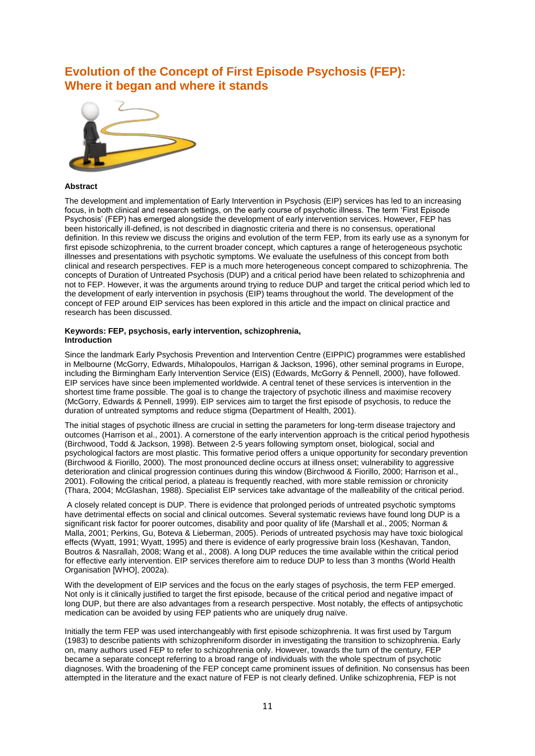# Evolution of the Concept of First Episode Psychosis (FEP): Where it began and where it stands

**Abstract**

The development and implementation of Early Intervention in Psychosis (EIP) services has led to an increasing focus, in both clinical and research settings, on the early course of psychotic illness. The term 'First Episode Psychosis' (FEP) has emerged alongside the development of early intervention services. However, FEP has been historically ill-defined, is not described in diagnostic criteria and there is no consensus, operational definition. In this review we discuss the origins and evolution of the term FEP, from its early use as a synonym for first episode schizophrenia, to the current broader concept, which captures a range of heterogeneous psychotic illnesses and presentations with psychotic symptoms. We evaluate the usefulness of this concept from both clinical and research perspectives. FEP is a much more heterogeneous concept compared to schizophrenia. The concepts of Duration of Untreated Psychosis (DUP) and a critical period have been related to schizophrenia and not to FEP. However, it was the arguments around trying to reduce DUP and target the critical period which led to the development of early intervention in psychosis (EIP) teams throughout the world. The development of the concept of FEP around EIP services has been explored in this article and the impact on clinical practice and research has been discussed.

**Keywords: FEP, psychosis, early intervention, schizophrenia,**

**Introduction**

Since the landmark Early Psychosis Prevention and Intervention Centre (EIPPIC) programmes were established in Melbourne (McGorry, Edwards, Mihalopoulos, Harrigan & Jackson, 1996), other seminal programs in Europe, including the Birmingham Early Intervention Service (EIS) (Edwards, McGorry & Pennell, 2000), have followed. EIP services have since been implemented worldwide. A central tenet of these services is intervention in the shortest time frame possible. The goal is to change the trajectory of psychotic illness and maximise recovery (McGorry, Edwards & Pennell, 1999). EIP services aim to target the first episode of psychosis, to reduce the duration of untreated symptoms and reduce stigma (Department of Health, 2001).

The initial stages of psychotic illness are crucial in setting the parameters for long-term disease trajectory and outcomes (Harrison et al., 2001). A cornerstone of the early intervention approach is the critical period hypothesis (Birchwood, Todd & Jackson, 1998). Between 2-5 years following symptom onset, biological, social and psychological factors are most plastic. This formative period offers a unique opportunity for secondary prevention (Birchwood & Fiorillo, 2000). The most pronounced decline occurs at illness onset; vulnerability to aggressive deterioration and clinical progression continues during this window (Birchwood & Fiorillo, 2000; Harrison et al., 2001). Following the critical period, a plateau is frequently reached, with more stable remission or chronicity (Thara, 2004; McGlashan, 1988). Specialist EIP services take advantage of the malleability of the critical period.

A closely related concept is DUP. There is evidence that prolonged periods of untreated psychotic symptoms have detrimental effects on social and clinical outcomes. Several systematic reviews have found long DUP is a significant risk factor for poorer outcomes, disability and poor quality of life (Marshall et al., 2005; Norman & Malla, 2001; Perkins, Gu, Boteva & Lieberman, 2005). Periods of untreated psychosis may have toxic biological effects (Wyatt, 1991; Wyatt, 1995) and there is evidence of early progressive brain loss (Keshavan, Tandon, Boutros & Nasrallah, 2008; Wang et al., 2008). A long DUP reduces the time available within the critical period for effective early intervention. EIP services therefore aim to reduce DUP to less than 3 months (World Health Organisation [WHO], 2002a).

With the development of EIP services and the focus on the early stages of psychosis, the term FEP emerged. Not only is it clinically justified to target the first episode, because of the critical period and negative impact of long DUP, but there are also advantages from a research perspective. Most notably, the effects of antipsychotic medication can be avoided by using FEP patients who are uniquely drug naïve.

Initially the term FEP was used interchangeably with first episode schizophrenia. It was first used by Targum (1983) to describe patients with schizophreniform disorder in investigating the transition to schizophrenia. Early on, many authors used FEP to refer to schizophrenia only. However, towards the turn of the century, FEP became a separate concept referring to a broad range of individuals with the whole spectrum of psychotic diagnoses. With the broadening of the FEP concept came prominent issues of definition. No consensus has been attempted in the literature and the exact nature of FEP is not clearly defined. Unlike schizophrenia, FEP is not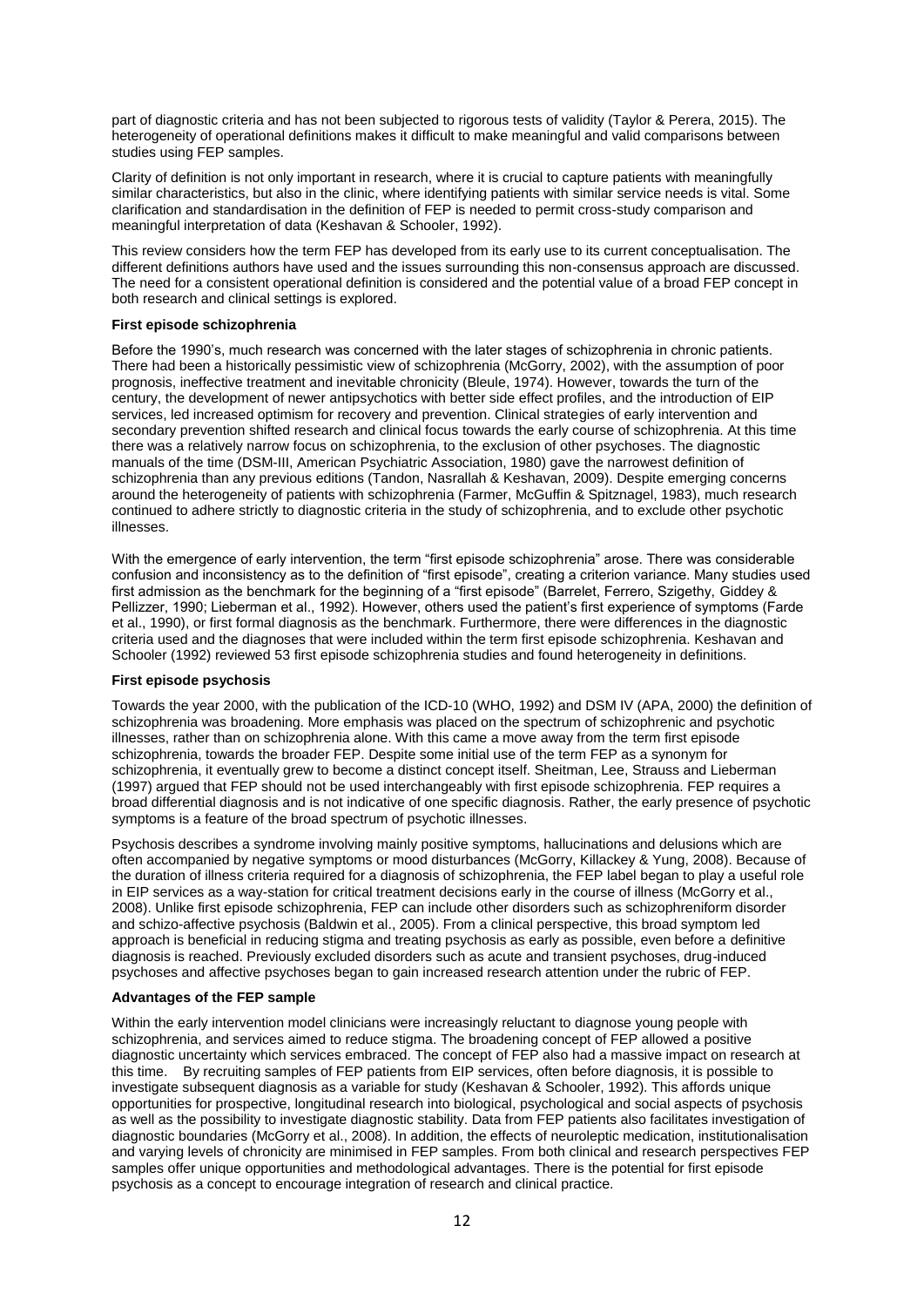part of diagnostic criteria and has not been subjected to rigorous tests of validity (Taylor & Perera, 2015). The heterogeneity of operational definitions makes it difficult to make meaningful and valid comparisons between studies using FEP samples.

Clarity of definition is not only important in research, where it is crucial to capture patients with meaningfully similar characteristics, but also in the clinic, where identifying patients with similar service needs is vital. Some clarification and standardisation in the definition of FEP is needed to permit cross-study comparison and meaningful interpretation of data (Keshavan & Schooler, 1992).

This review considers how the term FEP has developed from its early use to its current conceptualisation. The different definitions authors have used and the issues surrounding this non-consensus approach are discussed. The need for a consistent operational definition is considered and the potential value of a broad FEP concept in both research and clinical settings is explored.

**First episode schizophrenia**

Before the 1990's, much research was concerned with the later stages of schizophrenia in chronic patients. There had been a historically pessimistic view of schizophrenia (McGorry, 2002), with the assumption of poor prognosis, ineffective treatment and inevitable chronicity (Bleule, 1974). However, towards the turn of the century, the development of newer antipsychotics with better side effect profiles, and the introduction of EIP services, led increased optimism for recovery and prevention. Clinical strategies of early intervention and secondary prevention shifted research and clinical focus towards the early course of schizophrenia. At this time there was a relatively narrow focus on schizophrenia, to the exclusion of other psychoses. The diagnostic manuals of the time (DSM-III, American Psychiatric Association, 1980) gave the narrowest definition of schizophrenia than any previous editions (Tandon, Nasrallah & Keshavan, 2009). Despite emerging concerns around the heterogeneity of patients with schizophrenia (Farmer, McGuffin & Spitznagel, 1983), much research continued to adhere strictly to diagnostic criteria in the study of schizophrenia, and to exclude other psychotic illnesses.

With the emergence of early intervention, the term "first episode schizophrenia" arose. There was considerable confusion and inconsistency as to the definition of "first episode", creating a criterion variance. Many studies used first admission as the benchmark for the beginning of a "first episode" (Barrelet, Ferrero, Szigethy, Giddey & Pellizzer, 1990; Lieberman et al., 1992). However, others used the patient's first experience of symptoms (Farde et al., 1990), or first formal diagnosis as the benchmark. Furthermore, there were differences in the diagnostic criteria used and the diagnoses that were included within the term first episode schizophrenia. Keshavan and Schooler (1992) reviewed 53 first episode schizophrenia studies and found heterogeneity in definitions.

**First episode psychosis**

Towards the year 2000, with the publication of the ICD-10 (WHO, 1992) and DSM IV (APA, 2000) the definition of schizophrenia was broadening. More emphasis was placed on the spectrum of schizophrenic and psychotic illnesses, rather than on schizophrenia alone. With this came a move away from the term first episode schizophrenia, towards the broader FEP. Despite some initial use of the term FEP as a synonym for schizophrenia, it eventually grew to become a distinct concept itself. Sheitman, Lee, Strauss and Lieberman (1997) argued that FEP should not be used interchangeably with first episode schizophrenia. FEP requires a broad differential diagnosis and is not indicative of one specific diagnosis. Rather, the early presence of psychotic symptoms is a feature of the broad spectrum of psychotic illnesses.

Psychosis describes a syndrome involving mainly positive symptoms, hallucinations and delusions which are often accompanied by negative symptoms or mood disturbances (McGorry, Killackey & Yung, 2008). Because of the duration of illness criteria required for a diagnosis of schizophrenia, the FEP label began to play a useful role in EIP services as a way-station for critical treatment decisions early in the course of illness (McGorry et al., 2008). Unlike first episode schizophrenia, FEP can include other disorders such as schizophreniform disorder and schizo-affective psychosis (Baldwin et al., 2005). From a clinical perspective, this broad symptom led approach is beneficial in reducing stigma and treating psychosis as early as possible, even before a definitive diagnosis is reached. Previously excluded disorders such as acute and transient psychoses, drug-induced psychoses and affective psychoses began to gain increased research attention under the rubric of FEP.

**Advantages of the FEP sample**

Within the early intervention model clinicians were increasingly reluctant to diagnose young people with schizophrenia, and services aimed to reduce stigma. The broadening concept of FEP allowed a positive diagnostic uncertainty which services embraced. The concept of FEP also had a massive impact on research at this time. By recruiting samples of FEP patients from EIP services, often before diagnosis, it is possible to investigate subsequent diagnosis as a variable for study (Keshavan & Schooler, 1992). This affords unique opportunities for prospective, longitudinal research into biological, psychological and social aspects of psychosis as well as the possibility to investigate diagnostic stability. Data from FEP patients also facilitates investigation of diagnostic boundaries (McGorry et al., 2008). In addition, the effects of neuroleptic medication, institutionalisation and varying levels of chronicity are minimised in FEP samples. From both clinical and research perspectives FEP samples offer unique opportunities and methodological advantages. There is the potential for first episode psychosis as a concept to encourage integration of research and clinical practice.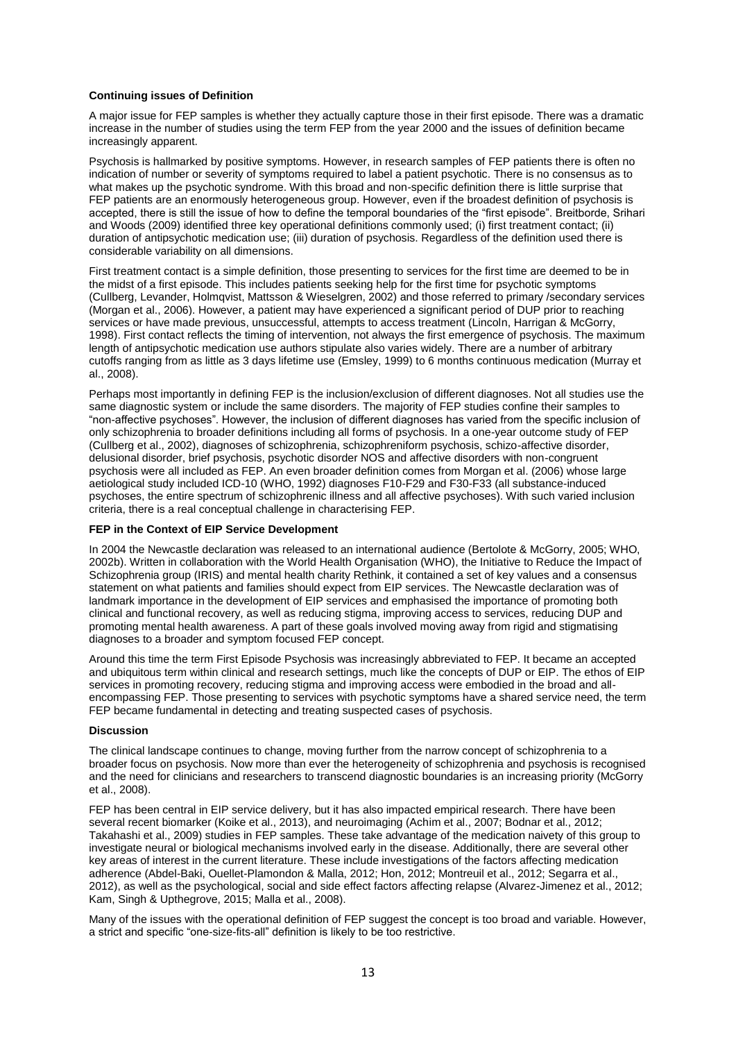### Continuing issues of Definition

A major issue for FEP samples is whether they actually capture those in their first episode. There was a dramatic increase in the number of studies using the term FEP from the year 2000 and the issues of definition became increasingly apparent.

Psychosis is hallmarked by positive symptoms. However, in research samples of FEP patients there is often no indication of number or severity of symptoms required to label a patient psychotic. There is no consensus as to what makes up the psychotic syndrome. With this broad and non-specific definition there is little surprise that FEP patients are an enormously heterogeneous group. However, even if the broadest definition of psychosis is accepted, there is still the issue of how to define the temporal boundaries of the "first episode". Breitborde, Srihari and Woods (2009) identified three key operational definitions commonly used; (i) first treatment contact; (ii) duration of antipsychotic medication use; (iii) duration of psychosis. Regardless of the definition used there is considerable variability on all dimensions.

First treatment contact is a simple definition, those presenting to services for the first time are deemed to be in the midst of a first episode. This includes patients seeking help for the first time for psychotic symptoms (Cullberg, Levander, Holmqvist, Mattsson & Wieselgren, 2002) and those referred to primary /secondary services (Morgan et al., 2006). However, a patient may have experienced a significant period of DUP prior to reaching services or have made previous, unsuccessful, attempts to access treatment (Lincoln, Harrigan & McGorry, 1998). First contact reflects the timing of intervention, not always the first emergence of psychosis. The maximum length of antipsychotic medication use authors stipulate also varies widely. There are a number of arbitrary cutoffs ranging from as little as 3 days lifetime use (Emsley, 1999) to 6 months continuous medication (Murray et al., 2008).

Perhaps most importantly in defining FEP is the inclusion/exclusion of different diagnoses. Not all studies use the same diagnostic system or include the same disorders. The majority of FEP studies confine their samples to "non-affective psychoses". However, the inclusion of different diagnoses has varied from the specific inclusion of only schizophrenia to broader definitions including all forms of psychosis. In a one-year outcome study of FEP (Cullberg et al., 2002), diagnoses of schizophrenia, schizophreniform psychosis, schizo-affective disorder, delusional disorder, brief psychosis, psychotic disorder NOS and affective disorders with non-congruent psychosis were all included as FEP. An even broader definition comes from Morgan et al. (2006) whose large aetiological study included ICD-10 (WHO, 1992) diagnoses F10-F29 and F30-F33 (all substance-induced psychoses, the entire spectrum of schizophrenic illness and all affective psychoses). With such varied inclusion criteria, there is a real conceptual challenge in characterising FEP.

### FEP in the Context of EIP Service Development

In 2004 the Newcastle declaration was released to an international audience (Bertolote & McGorry, 2005; WHO, 2002b). Written in collaboration with the World Health Organisation (WHO), the Initiative to Reduce the Impact of Schizophrenia group (IRIS) and mental health charity Rethink, it contained a set of key values and a consensus statement on what patients and families should expect from EIP services. The Newcastle declaration was of landmark importance in the development of EIP services and emphasised the importance of promoting both clinical and functional recovery, as well as reducing stigma, improving access to services, reducing DUP and promoting mental health awareness. A part of these goals involved moving away from rigid and stigmatising diagnoses to a broader and symptom focused FEP concept.

Around this time the term First Episode Psychosis was increasingly abbreviated to FEP. It became an accepted and ubiquitous term within clinical and research settings, much like the concepts of DUP or EIP. The ethos of EIP services in promoting recovery, reducing stigma and improving access were embodied in the broad and all-encompassing FEP. Those presenting to services with psychotic symptoms have a shared service need, the term FEP became fundamental in detecting and treating suspected cases of psychosis.

### Discussion

The clinical landscape continues to change, moving further from the narrow concept of schizophrenia to a broader focus on psychosis. Now more than ever the heterogeneity of schizophrenia and psychosis is recognised and the need for clinicians and researchers to transcend diagnostic boundaries is an increasing priority (McGorry et al., 2008).

FEP has been central in EIP service delivery, but it has also impacted empirical research. There have been several recent biomarker (Koike et al., 2013), and neuroimaging (Achim et al., 2007; Bodnar et al., 2012; Takahashi et al., 2009) studies in FEP samples. These take advantage of the medication naivety of this group to investigate neural or biological mechanisms involved early in the disease. Additionally, there are several other key areas of interest in the current literature. These include investigations of the factors affecting medication adherence (Abdel-Baki, Ouellet-Plamondon & Malla, 2012; Hon, 2012; Montreuil et al., 2012; Segarra et al., 2012), as well as the psychological, social and side effect factors affecting relapse (Alvarez-Jimenez et al., 2012; Kam, Singh & Upthegrove, 2015; Malla et al., 2008).

Many of the issues with the operational definition of FEP suggest the concept is too broad and variable. However, a strict and specific "one-size-fits-all" definition is likely to be too restrictive.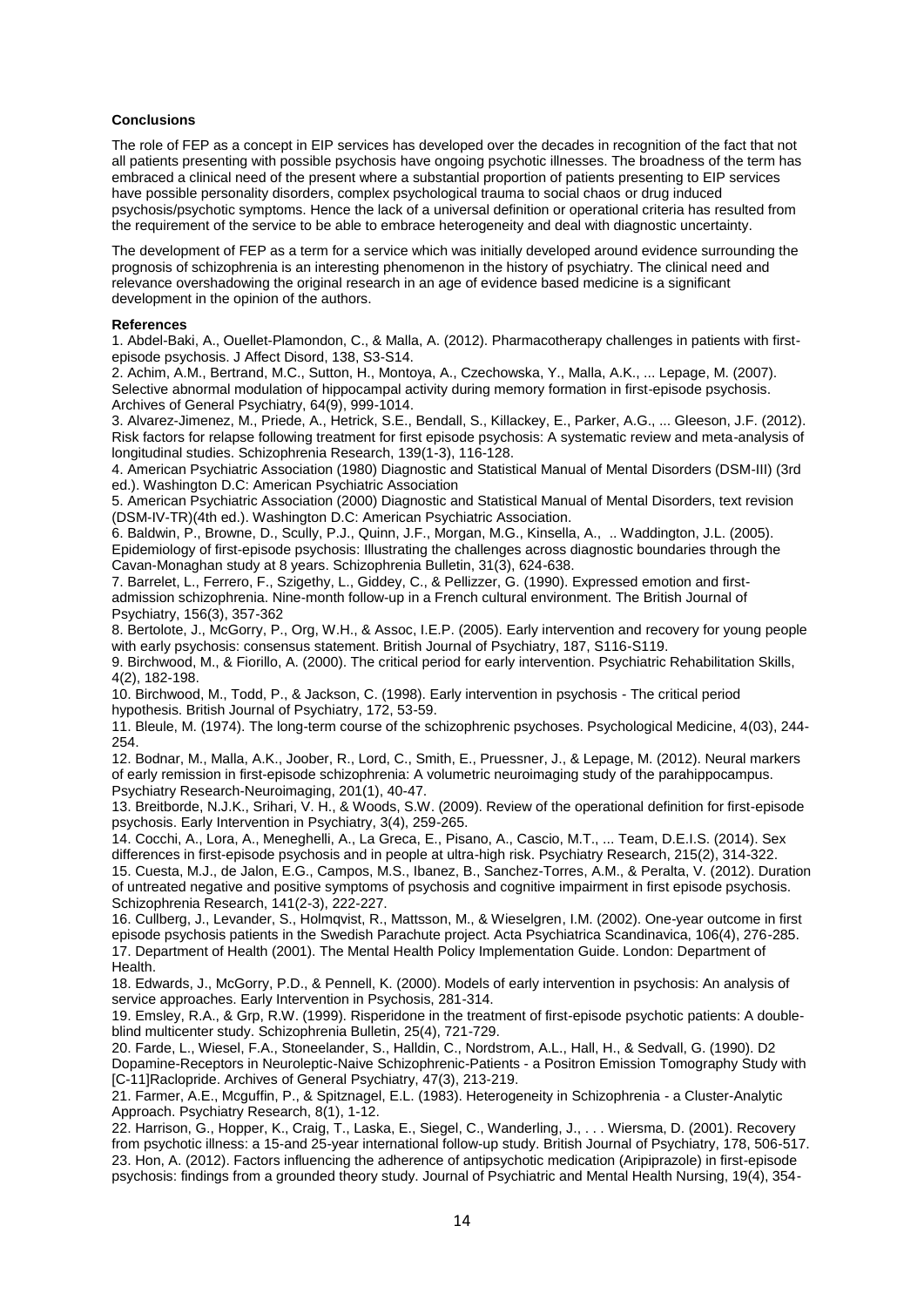**Conclusions**

The role of FEP as a concept in EIP services has developed over the decades in recognition of the fact that not all patients presenting with possible psychosis have ongoing psychotic illnesses. The broadness of the term has embraced a clinical need of the present where a substantial proportion of patients presenting to EIP services have possible personality disorders, complex psychological trauma to social chaos or drug induced psychosis/psychotic symptoms. Hence the lack of a universal definition or operational criteria has resulted from the requirement of the service to be able to embrace heterogeneity and deal with diagnostic uncertainty.

The development of FEP as a term for a service which was initially developed around evidence surrounding the prognosis of schizophrenia is an interesting phenomenon in the history of psychiatry. The clinical need and relevance overshadowing the original research in an age of evidence based medicine is a significant development in the opinion of the authors.

**References**

1. Abdel-Baki, A., Ouellet-Plamondon, C., & Malla, A. (2012). Pharmacotherapy challenges in patients with first-episode psychosis. J Affect Disord, 138, S3-S14.
2. Achim, A.M., Bertrand, M.C., Sutton, H., Montoya, A., Czechowska, Y., Malla, A.K., ... Lepage, M. (2007). Selective abnormal modulation of hippocampal activity during memory formation in first-episode psychosis. Archives of General Psychiatry, 64(9), 999-1014.
3. Alvarez-Jimenez, M., Priede, A., Hetrick, S.E., Bendall, S., Killackey, E., Parker, A.G., ... Gleeson, J.F. (2012). Risk factors for relapse following treatment for first episode psychosis: A systematic review and meta-analysis of longitudinal studies. Schizophrenia Research, 139(1-3), 116-128.
4. American Psychiatric Association (1980) Diagnostic and Statistical Manual of Mental Disorders (DSM-III) (3rd ed.). Washington D.C: American Psychiatric Association
5. American Psychiatric Association (2000) Diagnostic and Statistical Manual of Mental Disorders, text revision (DSM-IV-TR)(4th ed.). Washington D.C: American Psychiatric Association.
6. Baldwin, P., Browne, D., Scully, P.J., Quinn, J.F., Morgan, M.G., Kinsella, A., .. Waddington, J.L. (2005). Epidemiology of first-episode psychosis: Illustrating the challenges across diagnostic boundaries through the Cavan-Monaghan study at 8 years. Schizophrenia Bulletin, 31(3), 624-638.
7. Barrelet, L., Ferrero, F., Szigethy, L., Giddey, C., & Pellizzer, G. (1990). Expressed emotion and first-admission schizophrenia. Nine-month follow-up in a French cultural environment. The British Journal of Psychiatry, 156(3), 357-362
8. Bertolote, J., McGorry, P., Org, W.H., & Assoc, I.E.P. (2005). Early intervention and recovery for young people with early psychosis: consensus statement. British Journal of Psychiatry, 187, S116-S119.
9. Birchwood, M., & Fiorillo, A. (2000). The critical period for early intervention. Psychiatric Rehabilitation Skills, 4(2), 182-198.
10. Birchwood, M., Todd, P., & Jackson, C. (1998). Early intervention in psychosis - The critical period hypothesis. British Journal of Psychiatry, 172, 53-59.
11. Bleule, M. (1974). The long-term course of the schizophrenic psychoses. Psychological Medicine, 4(03), 244-254.
12. Bodnar, M., Malla, A.K., Joober, R., Lord, C., Smith, E., Pruessner, J., & Lepage, M. (2012). Neural markers of early remission in first-episode schizophrenia: A volumetric neuroimaging study of the parahippocampus. Psychiatry Research-Neuroimaging, 201(1), 40-47.
13. Breitborde, N.J.K., Srihari, V. H., & Woods, S.W. (2009). Review of the operational definition for first-episode psychosis. Early Intervention in Psychiatry, 3(4), 259-265.
14. Cocchi, A., Lora, A., Meneghelli, A., La Greca, E., Pisano, A., Cascio, M.T., ... Team, D.E.I.S. (2014). Sex differences in first-episode psychosis and in people at ultra-high risk. Psychiatry Research, 215(2), 314-322.
15. Cuesta, M.J., de Jalon, E.G., Campos, M.S., Ibanez, B., Sanchez-Torres, A.M., & Peralta, V. (2012). Duration of untreated negative and positive symptoms of psychosis and cognitive impairment in first episode psychosis. Schizophrenia Research, 141(2-3), 222-227.
16. Cullberg, J., Levander, S., Holmqvist, R., Mattsson, M., & Wieselgren, I.M. (2002). One-year outcome in first episode psychosis patients in the Swedish Parachute project. Acta Psychiatrica Scandinavica, 106(4), 276-285.
17. Department of Health (2001). The Mental Health Policy Implementation Guide. London: Department of Health.
18. Edwards, J., McGorry, P.D., & Pennell, K. (2000). Models of early intervention in psychosis: An analysis of service approaches. Early Intervention in Psychosis, 281-314.
19. Emsley, R.A., & Grp, R.W. (1999). Risperidone in the treatment of first-episode psychotic patients: A double-blind multicenter study. Schizophrenia Bulletin, 25(4), 721-729.
20. Farde, L., Wiesel, F.A., Stoneelander, S., Halldin, C., Nordstrom, A.L., Hall, H., & Sedvall, G. (1990). D2 Dopamine-Receptors in Neuroleptic-Naive Schizophrenic-Patients - a Positron Emission Tomography Study with [C-11]Raclopride. Archives of General Psychiatry, 47(3), 213-219.
21. Farmer, A.E., Mcguffin, P., & Spitznagel, E.L. (1983). Heterogeneity in Schizophrenia - a Cluster-Analytic Approach. Psychiatry Research, 8(1), 1-12.
22. Harrison, G., Hopper, K., Craig, T., Laska, E., Siegel, C., Wanderling, J., . . . Wiersma, D. (2001). Recovery from psychotic illness: a 15-and 25-year international follow-up study. British Journal of Psychiatry, 178, 506-517.
23. Hon, A. (2012). Factors influencing the adherence of antipsychotic medication (Aripiprazole) in first-episode psychosis: findings from a grounded theory study. Journal of Psychiatric and Mental Health Nursing, 19(4), 354-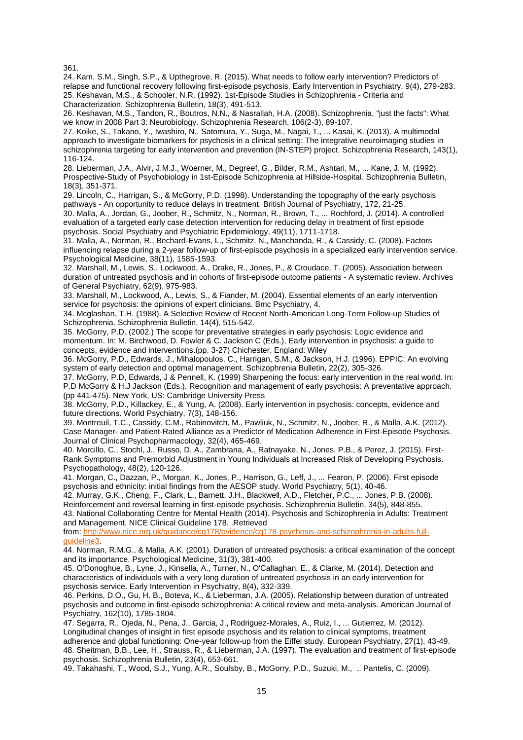361.

24. Kam, S.M., Singh, S.P., & Upthegrove, R. (2015). What needs to follow early intervention? Predictors of relapse and functional recovery following first-episode psychosis. Early Intervention in Psychiatry, 9(4), 279-283.

25. Keshavan, M.S., & Schooler, N.R. (1992). 1st-Episode Studies in Schizophrenia - Criteria and Characterization. Schizophrenia Bulletin, 18(3), 491-513.

26. Keshavan, M.S., Tandon, R., Boutros, N.N., & Nasrallah, H.A. (2008). Schizophrenia, "just the facts": What we know in 2008 Part 3: Neurobiology. Schizophrenia Research, 106(2-3), 89-107.

27. Koike, S., Takano, Y., Iwashiro, N., Satomura, Y., Suga, M., Nagai, T., ... Kasai, K. (2013). A multimodal approach to investigate biomarkers for psychosis in a clinical setting: The integrative neuroimaging studies in schizophrenia targeting for early intervention and prevention (IN-STEP) project. Schizophrenia Research, 143(1), 116-124.

28. Lieberman, J.A., Alvir, J.M.J., Woerner, M., Degreef, G., Bilder, R.M., Ashtari, M., ... Kane, J. M. (1992). Prospective-Study of Psychobiology in 1st-Episode Schizophrenia at Hillside-Hospital. Schizophrenia Bulletin, 18(3), 351-371.

29. Lincoln, C., Harrigan, S., & McGorry, P.D. (1998). Understanding the topography of the early psychosis pathways - An opportunity to reduce delays in treatment. British Journal of Psychiatry, 172, 21-25.

30. Malla, A., Jordan, G., Joober, R., Schmitz, N., Norman, R., Brown, T., ... Rochford, J. (2014). A controlled evaluation of a targeted early case detection intervention for reducing delay in treatment of first episode psychosis. Social Psychiatry and Psychiatric Epidemiology, 49(11), 1711-1718.

31. Malla, A., Norman, R., Bechard-Evans, L., Schmitz, N., Manchanda, R., & Cassidy, C. (2008). Factors influencing relapse during a 2-year follow-up of first-episode psychosis in a specialized early intervention service. Psychological Medicine, 38(11), 1585-1593.

32. Marshall, M., Lewis, S., Lockwood, A., Drake, R., Jones, P., & Croudace, T. (2005). Association between duration of untreated psychosis and in cohorts of first-episode outcome patients - A systematic review. Archives of General Psychiatry, 62(9), 975-983.

33. Marshall, M., Lockwood, A., Lewis, S., & Fiander, M. (2004). Essential elements of an early intervention service for psychosis: the opinions of expert clinicians. Bmc Psychiatry, 4.

34. Mcglashan, T.H. (1988). A Selective Review of Recent North-American Long-Term Follow-up Studies of Schizophrenia. Schizophrenia Bulletin, 14(4), 515-542.

35. McGorry, P.D. (2002.) The scope for preventative strategies in early psychosis: Logic evidence and momentum. In: M. Birchwood, D. Fowler & C. Jackson C (Eds.), Early intervention in psychosis: a guide to concepts, evidence and interventions.(pp. 3-27) Chichester, England: Wiley

36. McGorry, P.D., Edwards, J., Mihalopoulos, C., Harrigan, S.M., & Jackson, H.J. (1996). EPPIC: An evolving system of early detection and optimal management. Schizophrenia Bulletin, 22(2), 305-326.

37. McGorry, P.D, Edwards, J & Pennell, K. (1999) Sharpening the focus: early intervention in the real world. In: P.D McGorry & H.J Jackson (Eds.), Recognition and management of early psychosis: A preventative approach. (pp 441-475). New York, US: Cambridge University Press

38. McGorry, P.D., Killackey, E., & Yung, A. (2008). Early intervention in psychosis: concepts, evidence and future directions. World Psychiatry, 7(3), 148-156.

39. Montreuil, T.C., Cassidy, C.M., Rabinovitch, M., Pawliuk, N., Schmitz, N., Joober, R., & Malla, A.K. (2012). Case Manager- and Patient-Rated Alliance as a Predictor of Medication Adherence in First-Episode Psychosis. Journal of Clinical Psychopharmacology, 32(4), 465-469.

40. Morcillo, C., Stochl, J., Russo, D. A., Zambrana, A., Ratnayake, N., Jones, P.B., & Perez, J. (2015). First-Rank Symptoms and Premorbid Adjustment in Young Individuals at Increased Risk of Developing Psychosis. Psychopathology, 48(2), 120-126.

41. Morgan, C., Dazzan, P., Morgan, K., Jones, P., Harrison, G., Leff, J., ... Fearon, P. (2006). First episode psychosis and ethnicity: initial findings from the AESOP study. World Psychiatry, 5(1), 40-46.

42. Murray, G.K., Cheng, F., Clark, L., Barnett, J.H., Blackwell, A.D., Fletcher, P.C., ... Jones, P.B. (2008). Reinforcement and reversal learning in first-episode psychosis. Schizophrenia Bulletin, 34(5), 848-855.

43. National Collaborating Centre for Mental Health (2014). Psychosis and Schizophrenia in Adults: Treatment and Management. NICE Clinical Guideline 178. .Retrieved from: http://www.nice.org.uk/guidance/cg178/evidence/cg178-psychosis-and-schizophrenia-in-adults-full-guideline3.

44. Norman, R.M.G., & Malla, A.K. (2001). Duration of untreated psychosis: a critical examination of the concept and its importance. Psychological Medicine, 31(3), 381-400.

45. O'Donoghue, B., Lyne, J., Kinsella, A., Turner, N., O'Callaghan, E., & Clarke, M. (2014). Detection and characteristics of individuals with a very long duration of untreated psychosis in an early intervention for psychosis service. Early Intervention in Psychiatry, 8(4), 332-339.

46. Perkins, D.O., Gu, H. B., Boteva, K., & Lieberman, J.A. (2005). Relationship between duration of untreated psychosis and outcome in first-episode schizophrenia: A critical review and meta-analysis. American Journal of Psychiatry, 162(10), 1785-1804.

47. Segarra, R., Ojeda, N., Pena, J., Garcia, J., Rodriguez-Morales, A., Ruiz, I., ... Gutierrez, M. (2012). Longitudinal changes of insight in first episode psychosis and its relation to clinical symptoms, treatment adherence and global functioning: One-year follow-up from the Eiffel study. European Psychiatry, 27(1), 43-49.

48. Sheitman, B.B., Lee, H., Strauss, R., & Lieberman, J.A. (1997). The evaluation and treatment of first-episode psychosis. Schizophrenia Bulletin, 23(4), 653-661.

49. Takahashi, T., Wood, S.J., Yung, A.R., Soulsby, B., McGorry, P.D., Suzuki, M., .. Pantelis, C. (2009).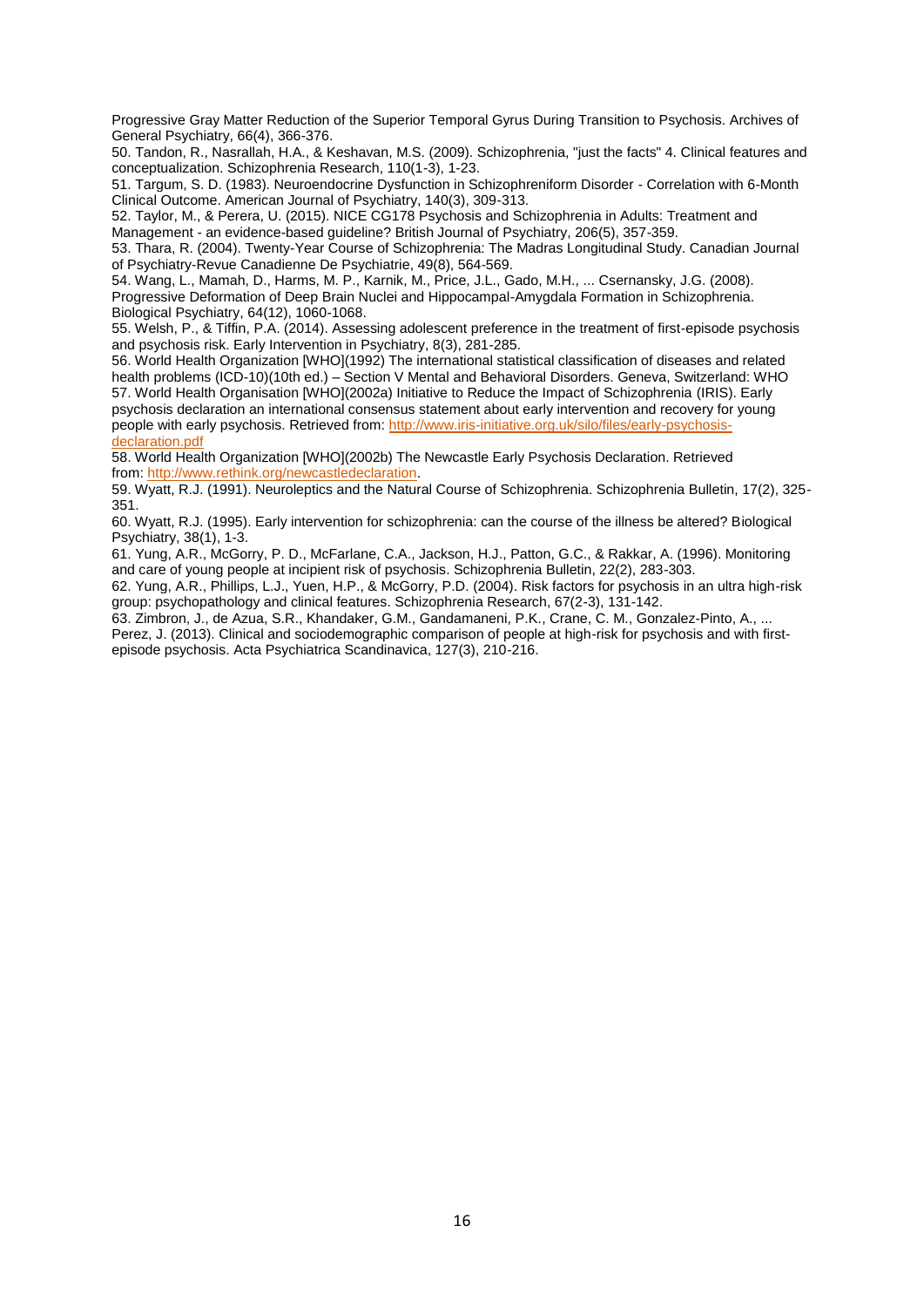Progressive Gray Matter Reduction of the Superior Temporal Gyrus During Transition to Psychosis. Archives of General Psychiatry, 66(4), 366-376.

50. Tandon, R., Nasrallah, H.A., & Keshavan, M.S. (2009). Schizophrenia, "just the facts" 4. Clinical features and conceptualization. Schizophrenia Research, 110(1-3), 1-23.

51. Targum, S. D. (1983). Neuroendocrine Dysfunction in Schizophreniform Disorder - Correlation with 6-Month Clinical Outcome. American Journal of Psychiatry, 140(3), 309-313.

52. Taylor, M., & Perera, U. (2015). NICE CG178 Psychosis and Schizophrenia in Adults: Treatment and Management - an evidence-based guideline? British Journal of Psychiatry, 206(5), 357-359.

53. Thara, R. (2004). Twenty-Year Course of Schizophrenia: The Madras Longitudinal Study. Canadian Journal of Psychiatry-Revue Canadienne De Psychiatrie, 49(8), 564-569.

54. Wang, L., Mamah, D., Harms, M. P., Karnik, M., Price, J.L., Gado, M.H., ... Csernansky, J.G. (2008). Progressive Deformation of Deep Brain Nuclei and Hippocampal-Amygdala Formation in Schizophrenia. Biological Psychiatry, 64(12), 1060-1068.

55. Welsh, P., & Tiffin, P.A. (2014). Assessing adolescent preference in the treatment of first-episode psychosis and psychosis risk. Early Intervention in Psychiatry, 8(3), 281-285.

56. World Health Organization [WHO](1992) The international statistical classification of diseases and related health problems (ICD-10)(10th ed.) – Section V Mental and Behavioral Disorders. Geneva, Switzerland: WHO

57. World Health Organisation [WHO](2002a) Initiative to Reduce the Impact of Schizophrenia (IRIS). Early psychosis declaration an international consensus statement about early intervention and recovery for young people with early psychosis. Retrieved from: http://www.iris-initiative.org.uk/silo/files/early-psychosis-declaration.pdf

58. World Health Organization [WHO](2002b) The Newcastle Early Psychosis Declaration. Retrieved from: http://www.rethink.org/newcastledeclaration.

59. Wyatt, R.J. (1991). Neuroleptics and the Natural Course of Schizophrenia. Schizophrenia Bulletin, 17(2), 325-351.

60. Wyatt, R.J. (1995). Early intervention for schizophrenia: can the course of the illness be altered? Biological Psychiatry, 38(1), 1-3.

61. Yung, A.R., McGorry, P. D., McFarlane, C.A., Jackson, H.J., Patton, G.C., & Rakkar, A. (1996). Monitoring and care of young people at incipient risk of psychosis. Schizophrenia Bulletin, 22(2), 283-303.

62. Yung, A.R., Phillips, L.J., Yuen, H.P., & McGorry, P.D. (2004). Risk factors for psychosis in an ultra high-risk group: psychopathology and clinical features. Schizophrenia Research, 67(2-3), 131-142.

63. Zimbron, J., de Azua, S.R., Khandaker, G.M., Gandamaneni, P.K., Crane, C. M., Gonzalez-Pinto, A., ... Perez, J. (2013). Clinical and sociodemographic comparison of people at high-risk for psychosis and with first-episode psychosis. Acta Psychiatrica Scandinavica, 127(3), 210-216.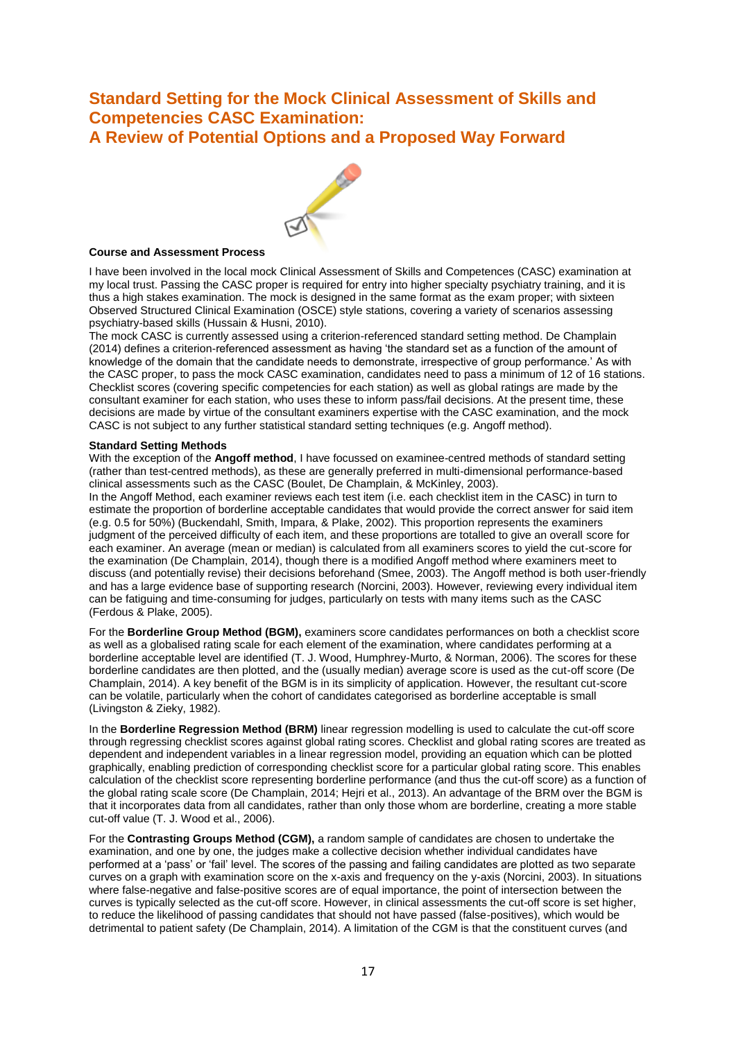# Standard Setting for the Mock Clinical Assessment of Skills and Competencies CASC Examination: A Review of Potential Options and a Proposed Way Forward

**Course and Assessment Process**

I have been involved in the local mock Clinical Assessment of Skills and Competences (CASC) examination at my local trust. Passing the CASC proper is required for entry into higher specialty psychiatry training, and it is thus a high stakes examination. The mock is designed in the same format as the exam proper; with sixteen Observed Structured Clinical Examination (OSCE) style stations, covering a variety of scenarios assessing psychiatry-based skills (Hussain & Husni, 2010).

The mock CASC is currently assessed using a criterion-referenced standard setting method. De Champlain (2014) defines a criterion-referenced assessment as having 'the standard set as a function of the amount of knowledge of the domain that the candidate needs to demonstrate, irrespective of group performance.' As with the CASC proper, to pass the mock CASC examination, candidates need to pass a minimum of 12 of 16 stations. Checklist scores (covering specific competencies for each station) as well as global ratings are made by the consultant examiner for each station, who uses these to inform pass/fail decisions. At the present time, these decisions are made by virtue of the consultant examiners expertise with the CASC examination, and the mock CASC is not subject to any further statistical standard setting techniques (e.g. Angoff method).

**Standard Setting Methods**

With the exception of the **Angoff method**, I have focussed on examinee-centred methods of standard setting (rather than test-centred methods), as these are generally preferred in multi-dimensional performance-based clinical assessments such as the CASC (Boulet, De Champlain, & McKinley, 2003).

In the Angoff Method, each examiner reviews each test item (i.e. each checklist item in the CASC) in turn to estimate the proportion of borderline acceptable candidates that would provide the correct answer for said item (e.g. 0.5 for 50%) (Buckendahl, Smith, Impara, & Plake, 2002). This proportion represents the examiners judgment of the perceived difficulty of each item, and these proportions are totalled to give an overall score for each examiner. An average (mean or median) is calculated from all examiners scores to yield the cut-score for the examination (De Champlain, 2014), though there is a modified Angoff method where examiners meet to discuss (and potentially revise) their decisions beforehand (Smee, 2003). The Angoff method is both user-friendly and has a large evidence base of supporting research (Norcini, 2003). However, reviewing every individual item can be fatiguing and time-consuming for judges, particularly on tests with many items such as the CASC (Ferdous & Plake, 2005).

For the **Borderline Group Method (BGM),** examiners score candidates performances on both a checklist score as well as a globalised rating scale for each element of the examination, where candidates performing at a borderline acceptable level are identified (T. J. Wood, Humphrey-Murto, & Norman, 2006). The scores for these borderline candidates are then plotted, and the (usually median) average score is used as the cut-off score (De Champlain, 2014). A key benefit of the BGM is in its simplicity of application. However, the resultant cut-score can be volatile, particularly when the cohort of candidates categorised as borderline acceptable is small (Livingston & Zieky, 1982).

In the **Borderline Regression Method (BRM)** linear regression modelling is used to calculate the cut-off score through regressing checklist scores against global rating scores. Checklist and global rating scores are treated as dependent and independent variables in a linear regression model, providing an equation which can be plotted graphically, enabling prediction of corresponding checklist score for a particular global rating score. This enables calculation of the checklist score representing borderline performance (and thus the cut-off score) as a function of the global rating scale score (De Champlain, 2014; Hejri et al., 2013). An advantage of the BRM over the BGM is that it incorporates data from all candidates, rather than only those whom are borderline, creating a more stable cut-off value (T. J. Wood et al., 2006).

For the **Contrasting Groups Method (CGM),** a random sample of candidates are chosen to undertake the examination, and one by one, the judges make a collective decision whether individual candidates have performed at a 'pass' or 'fail' level. The scores of the passing and failing candidates are plotted as two separate curves on a graph with examination score on the x-axis and frequency on the y-axis (Norcini, 2003). In situations where false-negative and false-positive scores are of equal importance, the point of intersection between the curves is typically selected as the cut-off score. However, in clinical assessments the cut-off score is set higher, to reduce the likelihood of passing candidates that should not have passed (false-positives), which would be detrimental to patient safety (De Champlain, 2014). A limitation of the CGM is that the constituent curves (and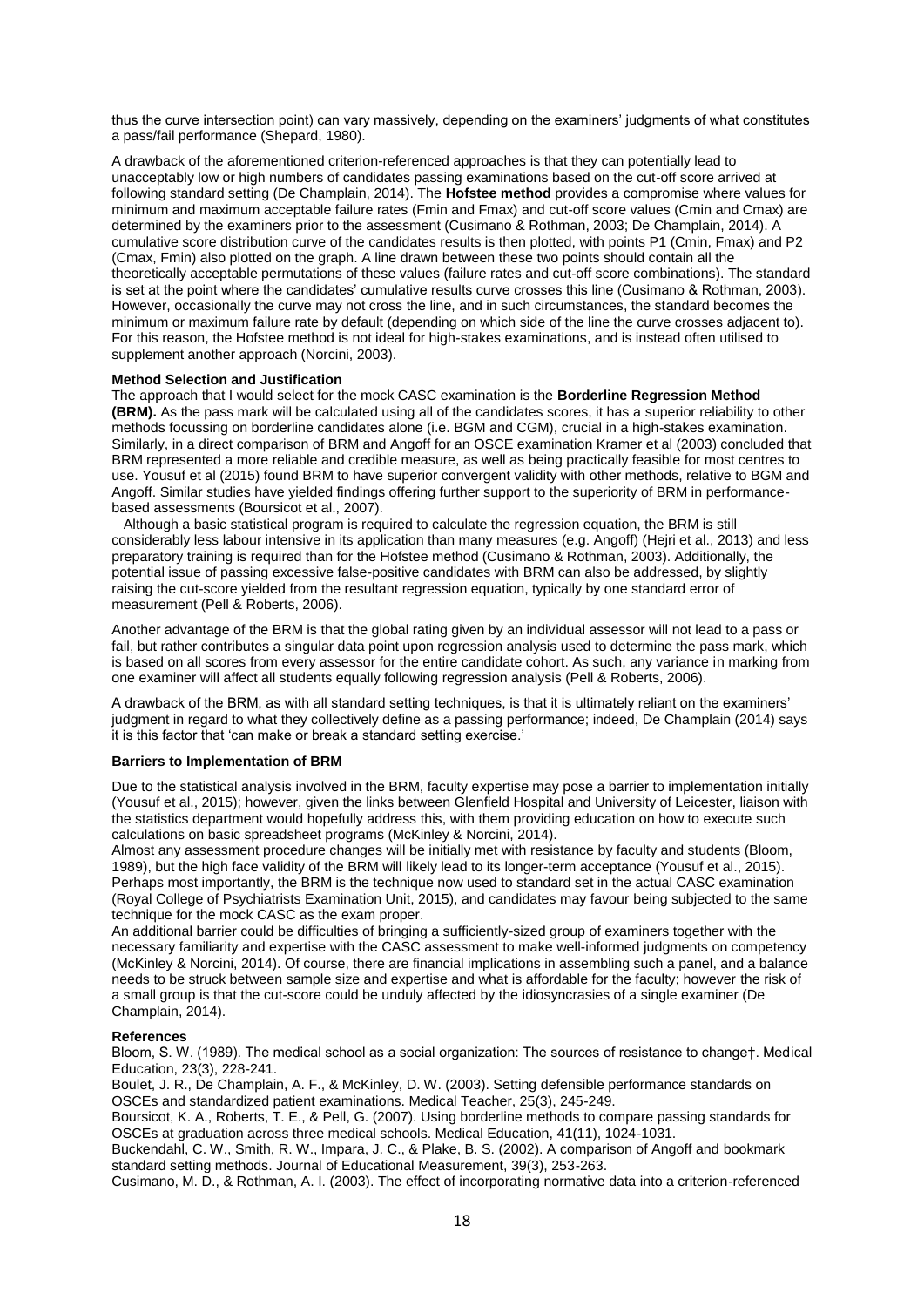thus the curve intersection point) can vary massively, depending on the examiners' judgments of what constitutes a pass/fail performance (Shepard, 1980).

A drawback of the aforementioned criterion-referenced approaches is that they can potentially lead to unacceptably low or high numbers of candidates passing examinations based on the cut-off score arrived at following standard setting (De Champlain, 2014). The **Hofstee method** provides a compromise where values for minimum and maximum acceptable failure rates (Fmin and Fmax) and cut-off score values (Cmin and Cmax) are determined by the examiners prior to the assessment (Cusimano & Rothman, 2003; De Champlain, 2014). A cumulative score distribution curve of the candidates results is then plotted, with points P1 (Cmin, Fmax) and P2 (Cmax, Fmin) also plotted on the graph. A line drawn between these two points should contain all the theoretically acceptable permutations of these values (failure rates and cut-off score combinations). The standard is set at the point where the candidates' cumulative results curve crosses this line (Cusimano & Rothman, 2003). However, occasionally the curve may not cross the line, and in such circumstances, the standard becomes the minimum or maximum failure rate by default (depending on which side of the line the curve crosses adjacent to). For this reason, the Hofstee method is not ideal for high-stakes examinations, and is instead often utilised to supplement another approach (Norcini, 2003).

**Method Selection and Justification**

The approach that I would select for the mock CASC examination is the **Borderline Regression Method (BRM).** As the pass mark will be calculated using all of the candidates scores, it has a superior reliability to other methods focussing on borderline candidates alone (i.e. BGM and CGM), crucial in a high-stakes examination. Similarly, in a direct comparison of BRM and Angoff for an OSCE examination Kramer et al (2003) concluded that BRM represented a more reliable and credible measure, as well as being practically feasible for most centres to use. Yousuf et al (2015) found BRM to have superior convergent validity with other methods, relative to BGM and Angoff. Similar studies have yielded findings offering further support to the superiority of BRM in performance-based assessments (Boursicot et al., 2007).

Although a basic statistical program is required to calculate the regression equation, the BRM is still considerably less labour intensive in its application than many measures (e.g. Angoff) (Hejri et al., 2013) and less preparatory training is required than for the Hofstee method (Cusimano & Rothman, 2003). Additionally, the potential issue of passing excessive false-positive candidates with BRM can also be addressed, by slightly raising the cut-score yielded from the resultant regression equation, typically by one standard error of measurement (Pell & Roberts, 2006).

Another advantage of the BRM is that the global rating given by an individual assessor will not lead to a pass or fail, but rather contributes a singular data point upon regression analysis used to determine the pass mark, which is based on all scores from every assessor for the entire candidate cohort. As such, any variance in marking from one examiner will affect all students equally following regression analysis (Pell & Roberts, 2006).

A drawback of the BRM, as with all standard setting techniques, is that it is ultimately reliant on the examiners' judgment in regard to what they collectively define as a passing performance; indeed, De Champlain (2014) says it is this factor that 'can make or break a standard setting exercise.'

**Barriers to Implementation of BRM**

Due to the statistical analysis involved in the BRM, faculty expertise may pose a barrier to implementation initially (Yousuf et al., 2015); however, given the links between Glenfield Hospital and University of Leicester, liaison with the statistics department would hopefully address this, with them providing education on how to execute such calculations on basic spreadsheet programs (McKinley & Norcini, 2014).

Almost any assessment procedure changes will be initially met with resistance by faculty and students (Bloom, 1989), but the high face validity of the BRM will likely lead to its longer-term acceptance (Yousuf et al., 2015). Perhaps most importantly, the BRM is the technique now used to standard set in the actual CASC examination (Royal College of Psychiatrists Examination Unit, 2015), and candidates may favour being subjected to the same technique for the mock CASC as the exam proper.

An additional barrier could be difficulties of bringing a sufficiently-sized group of examiners together with the necessary familiarity and expertise with the CASC assessment to make well-informed judgments on competency (McKinley & Norcini, 2014). Of course, there are financial implications in assembling such a panel, and a balance needs to be struck between sample size and expertise and what is affordable for the faculty; however the risk of a small group is that the cut-score could be unduly affected by the idiosyncrasies of a single examiner (De Champlain, 2014).

**References**

Bloom, S. W. (1989). The medical school as a social organization: The sources of resistance to change†. Medical Education, 23(3), 228-241.

Boulet, J. R., De Champlain, A. F., & McKinley, D. W. (2003). Setting defensible performance standards on OSCEs and standardized patient examinations. Medical Teacher, 25(3), 245-249.

Boursicot, K. A., Roberts, T. E., & Pell, G. (2007). Using borderline methods to compare passing standards for OSCEs at graduation across three medical schools. Medical Education, 41(11), 1024-1031.

Buckendahl, C. W., Smith, R. W., Impara, J. C., & Plake, B. S. (2002). A comparison of Angoff and bookmark standard setting methods. Journal of Educational Measurement, 39(3), 253-263.

Cusimano, M. D., & Rothman, A. I. (2003). The effect of incorporating normative data into a criterion-referenced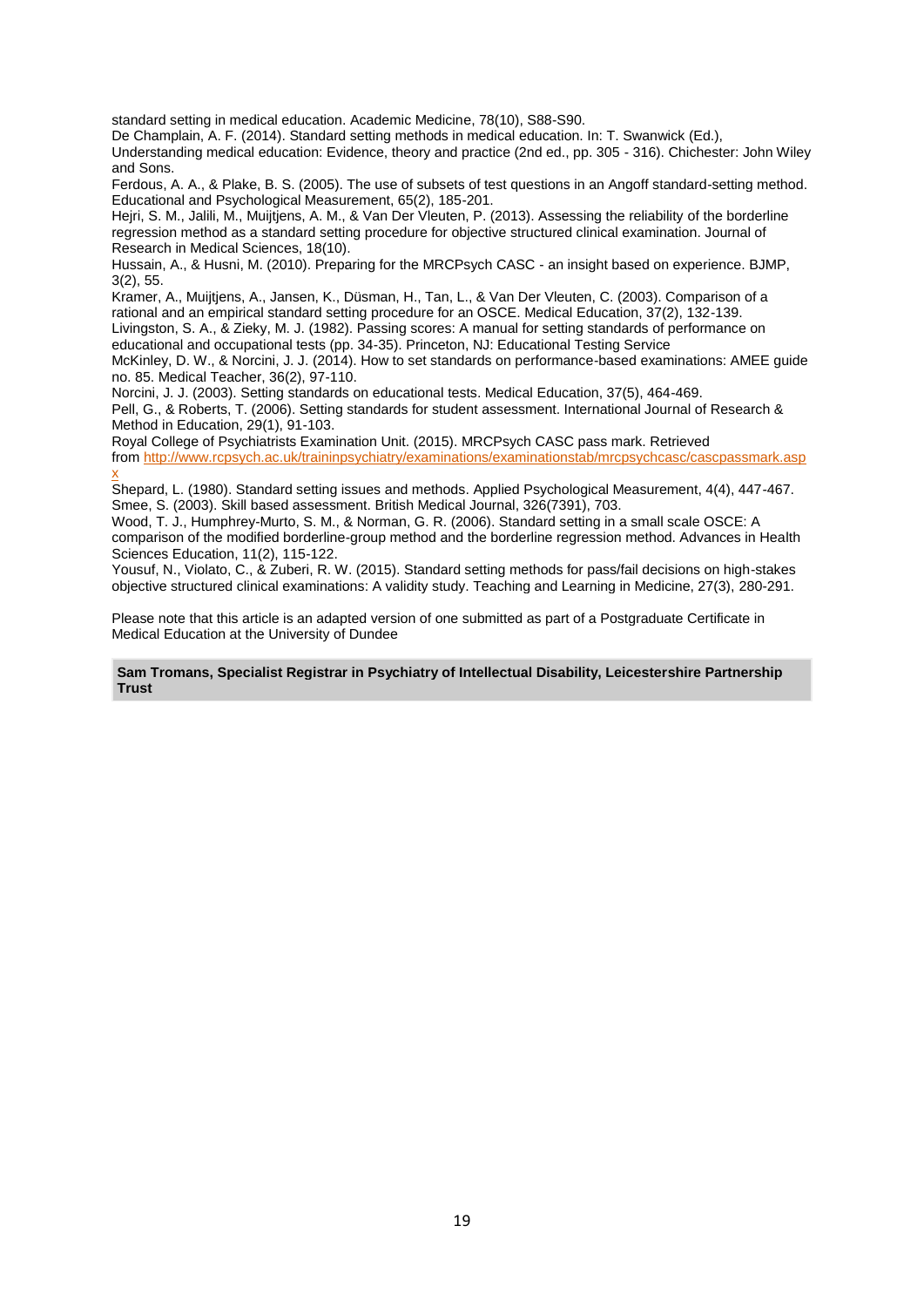standard setting in medical education. Academic Medicine, 78(10), S88-S90.

De Champlain, A. F. (2014). Standard setting methods in medical education. In: T. Swanwick (Ed.), Understanding medical education: Evidence, theory and practice (2nd ed., pp. 305 - 316). Chichester: John Wiley and Sons.

Ferdous, A. A., & Plake, B. S. (2005). The use of subsets of test questions in an Angoff standard-setting method. Educational and Psychological Measurement, 65(2), 185-201.

Hejri, S. M., Jalili, M., Muijtjens, A. M., & Van Der Vleuten, P. (2013). Assessing the reliability of the borderline regression method as a standard setting procedure for objective structured clinical examination. Journal of Research in Medical Sciences, 18(10).

Hussain, A., & Husni, M. (2010). Preparing for the MRCPsych CASC - an insight based on experience. BJMP, 3(2), 55.

Kramer, A., Muijtjens, A., Jansen, K., Düsman, H., Tan, L., & Van Der Vleuten, C. (2003). Comparison of a rational and an empirical standard setting procedure for an OSCE. Medical Education, 37(2), 132-139.

Livingston, S. A., & Zieky, M. J. (1982). Passing scores: A manual for setting standards of performance on educational and occupational tests (pp. 34-35). Princeton, NJ: Educational Testing Service

McKinley, D. W., & Norcini, J. J. (2014). How to set standards on performance-based examinations: AMEE guide no. 85. Medical Teacher, 36(2), 97-110.

Norcini, J. J. (2003). Setting standards on educational tests. Medical Education, 37(5), 464-469.

Pell, G., & Roberts, T. (2006). Setting standards for student assessment. International Journal of Research & Method in Education, 29(1), 91-103.

Royal College of Psychiatrists Examination Unit. (2015). MRCPsych CASC pass mark. Retrieved from http://www.rcpsych.ac.uk/traininpsychiatry/examinations/examinationstab/mrcpsychcasc/cascpassmark.aspx

Shepard, L. (1980). Standard setting issues and methods. Applied Psychological Measurement, 4(4), 447-467.

Smee, S. (2003). Skill based assessment. British Medical Journal, 326(7391), 703.

Wood, T. J., Humphrey-Murto, S. M., & Norman, G. R. (2006). Standard setting in a small scale OSCE: A comparison of the modified borderline-group method and the borderline regression method. Advances in Health Sciences Education, 11(2), 115-122.

Yousuf, N., Violato, C., & Zuberi, R. W. (2015). Standard setting methods for pass/fail decisions on high-stakes objective structured clinical examinations: A validity study. Teaching and Learning in Medicine, 27(3), 280-291.

Please note that this article is an adapted version of one submitted as part of a Postgraduate Certificate in Medical Education at the University of Dundee

**Sam Tromans, Specialist Registrar in Psychiatry of Intellectual Disability, Leicestershire Partnership Trust**